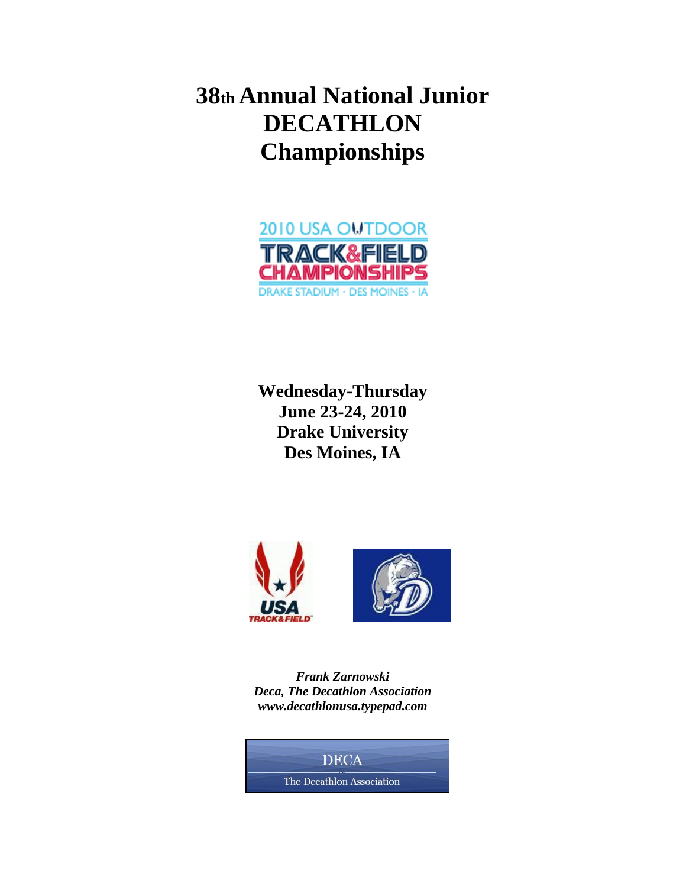# 38th Annual National Junior DECATHLON Championships

2010 USA OUTDOOR TRACK&FIELD CHAMPIONSHIPS
DRAKE STADIUM · DES MOINES · IA

**Wednesday-Thursday**
**June 23-24, 2010**
**Drake University**
**Des Moines, IA**

USA TRACK&FIELD

***Frank Zarnowski***
***Deca, The Decathlon Association***
***www.decathlonusa.typepad.com***

DECA
The Decathlon Association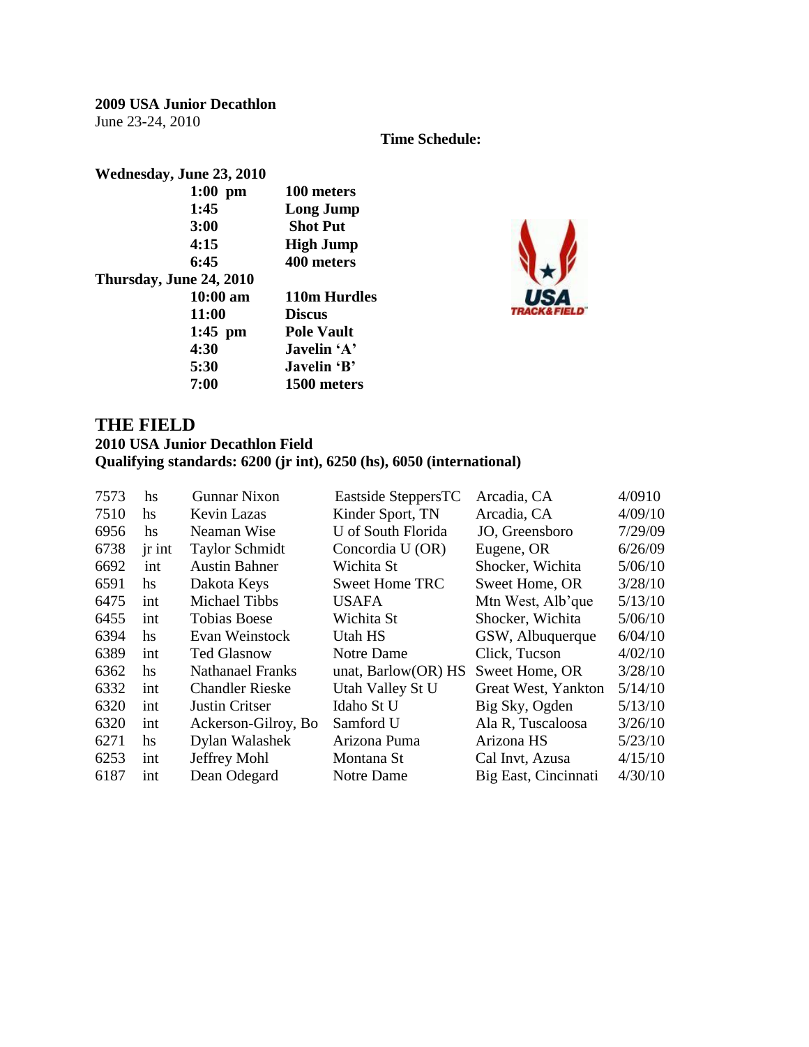**2009 USA Junior Decathlon**
June 23-24, 2010

**Time Schedule:**

**Wednesday, June 23, 2010**

| | |
|---|---|
| **1:00 pm** | **100 meters** |
| **1:45** | **Long Jump** |
| **3:00** | **Shot Put** |
| **4:15** | **High Jump** |
| **6:45** | **400 meters** |

**Thursday, June 24, 2010**

| | |
|---|---|
| **10:00 am** | **110m Hurdles** |
| **11:00** | **Discus** |
| **1:45 pm** | **Pole Vault** |
| **4:30** | **Javelin 'A'** |
| **5:30** | **Javelin 'B'** |
| **7:00** | **1500 meters** |

## THE FIELD

**2010 USA Junior Decathlon Field**
**Qualifying standards: 6200 (jr int), 6250 (hs), 6050 (international)**

| | | | | | |
|---|---|---|---|---|---|
| 7573 | hs | Gunnar Nixon | Eastside SteppersTC | Arcadia, CA | 4/0910 |
| 7510 | hs | Kevin Lazas | Kinder Sport, TN | Arcadia, CA | 4/09/10 |
| 6956 | hs | Neaman Wise | U of South Florida | JO, Greensboro | 7/29/09 |
| 6738 | jr int | Taylor Schmidt | Concordia U (OR) | Eugene, OR | 6/26/09 |
| 6692 | int | Austin Bahner | Wichita St | Shocker, Wichita | 5/06/10 |
| 6591 | hs | Dakota Keys | Sweet Home TRC | Sweet Home, OR | 3/28/10 |
| 6475 | int | Michael Tibbs | USAFA | Mtn West, Alb'que | 5/13/10 |
| 6455 | int | Tobias Boese | Wichita St | Shocker, Wichita | 5/06/10 |
| 6394 | hs | Evan Weinstock | Utah HS | GSW, Albuquerque | 6/04/10 |
| 6389 | int | Ted Glasnow | Notre Dame | Click, Tucson | 4/02/10 |
| 6362 | hs | Nathanael Franks | unat, Barlow(OR) HS | Sweet Home, OR | 3/28/10 |
| 6332 | int | Chandler Rieske | Utah Valley St U | Great West, Yankton | 5/14/10 |
| 6320 | int | Justin Critser | Idaho St U | Big Sky, Ogden | 5/13/10 |
| 6320 | int | Ackerson-Gilroy, Bo | Samford U | Ala R, Tuscaloosa | 3/26/10 |
| 6271 | hs | Dylan Walashek | Arizona Puma | Arizona HS | 5/23/10 |
| 6253 | int | Jeffrey Mohl | Montana St | Cal Invt, Azusa | 4/15/10 |
| 6187 | int | Dean Odegard | Notre Dame | Big East, Cincinnati | 4/30/10 |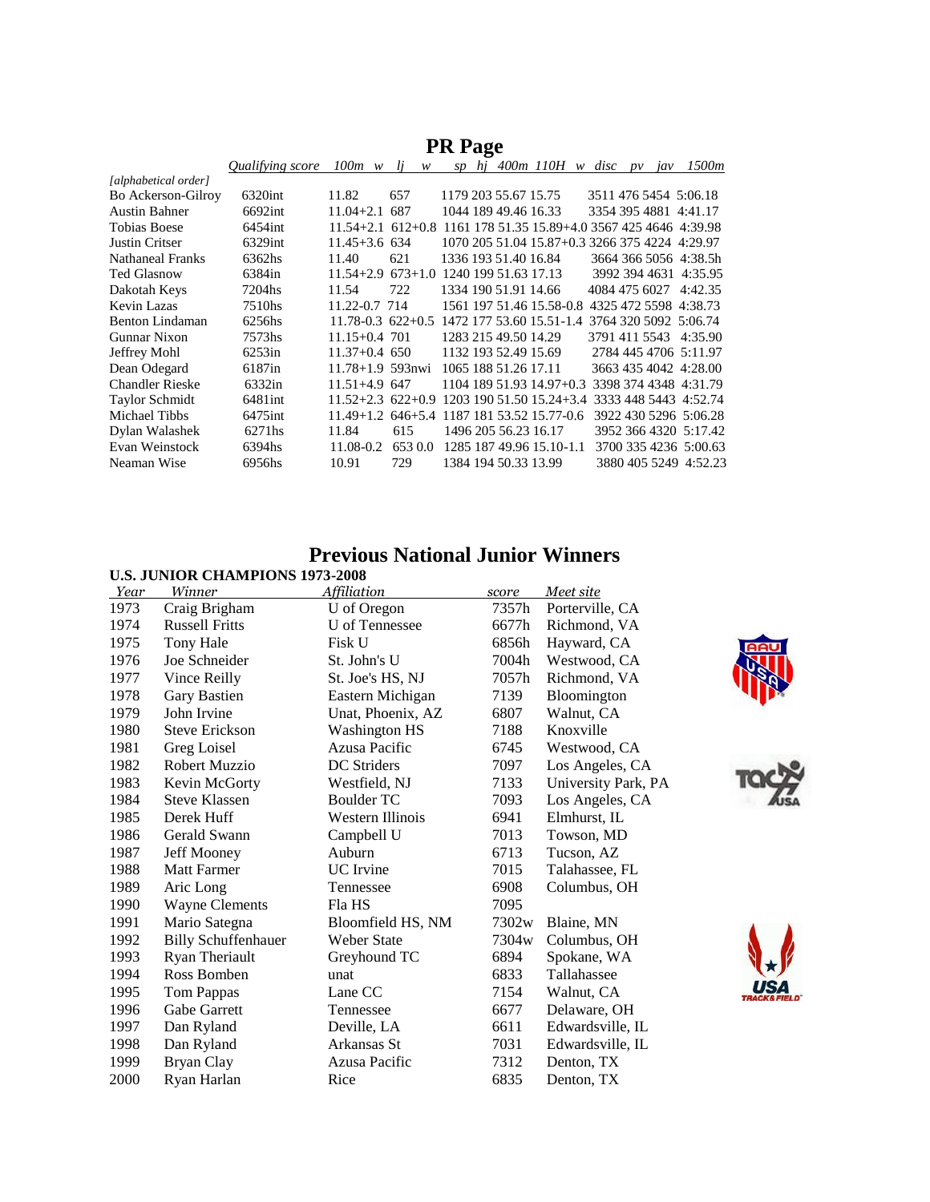# PR Page

| [alphabetical order] | Qualifying score | 100m w | lj w | sp | hj | 400m | 110H w | disc | pv | jav | 1500m |
|---|---|---|---|---|---|---|---|---|---|---|---|
| Bo Ackerson-Gilroy | 6320int | 11.82 | 657 | 1179 | 203 | 55.67 | 15.75 | 3511 | 476 | 5454 | 5:06.18 |
| Austin Bahner | 6692int | 11.04+2.1 | 687 | 1044 | 189 | 49.46 | 16.33 | 3354 | 395 | 4881 | 4:41.17 |
| Tobias Boese | 6454int | 11.54+2.1 | 612+0.8 | 1161 | 178 | 51.35 | 15.89+4.0 | 3567 | 425 | 4646 | 4:39.98 |
| Justin Critser | 6329int | 11.45+3.6 | 634 | 1070 | 205 | 51.04 | 15.87+0.3 | 3266 | 375 | 4224 | 4:29.97 |
| Nathaneal Franks | 6362hs | 11.40 | 621 | 1336 | 193 | 51.40 | 16.84 | 3664 | 366 | 5056 | 4:38.5h |
| Ted Glasnow | 6384in | 11.54+2.9 | 673+1.0 | 1240 | 199 | 51.63 | 17.13 | 3992 | 394 | 4631 | 4:35.95 |
| Dakotah Keys | 7204hs | 11.54 | 722 | 1334 | 190 | 51.91 | 14.66 | 4084 | 475 | 6027 | 4:42.35 |
| Kevin Lazas | 7510hs | 11.22-0.7 | 714 | 1561 | 197 | 51.46 | 15.58-0.8 | 4325 | 472 | 5598 | 4:38.73 |
| Benton Lindaman | 6256hs | 11.78-0.3 | 622+0.5 | 1472 | 177 | 53.60 | 15.51-1.4 | 3764 | 320 | 5092 | 5:06.74 |
| Gunnar Nixon | 7573hs | 11.15+0.4 | 701 | 1283 | 215 | 49.50 | 14.29 | 3791 | 411 | 5543 | 4:35.90 |
| Jeffrey Mohl | 6253in | 11.37+0.4 | 650 | 1132 | 193 | 52.49 | 15.69 | 2784 | 445 | 4706 | 5:11.97 |
| Dean Odegard | 6187in | 11.78+1.9 | 593nwi | 1065 | 188 | 51.26 | 17.11 | 3663 | 435 | 4042 | 4:28.00 |
| Chandler Rieske | 6332in | 11.51+4.9 | 647 | 1104 | 189 | 51.93 | 14.97+0.3 | 3398 | 374 | 4348 | 4:31.79 |
| Taylor Schmidt | 6481int | 11.52+2.3 | 622+0.9 | 1203 | 190 | 51.50 | 15.24+3.4 | 3333 | 448 | 5443 | 4:52.74 |
| Michael Tibbs | 6475int | 11.49+1.2 | 646+5.4 | 1187 | 181 | 53.52 | 15.77-0.6 | 3922 | 430 | 5296 | 5:06.28 |
| Dylan Walashek | 6271hs | 11.84 | 615 | 1496 | 205 | 56.23 | 16.17 | 3952 | 366 | 4320 | 5:17.42 |
| Evan Weinstock | 6394hs | 11.08-0.2 | 653 0.0 | 1285 | 187 | 49.96 | 15.10-1.1 | 3700 | 335 | 4236 | 5:00.63 |
| Neaman Wise | 6956hs | 10.91 | 729 | 1384 | 194 | 50.33 | 13.99 | 3880 | 405 | 5249 | 4:52.23 |

# Previous National Junior Winners

**U.S. JUNIOR CHAMPIONS 1973-2008**

| Year | Winner | Affiliation | score | Meet site |
|---|---|---|---|---|
| 1973 | Craig Brigham | U of Oregon | 7357h | Porterville, CA |
| 1974 | Russell Fritts | U of Tennessee | 6677h | Richmond, VA |
| 1975 | Tony Hale | Fisk U | 6856h | Hayward, CA |
| 1976 | Joe Schneider | St. John's U | 7004h | Westwood, CA |
| 1977 | Vince Reilly | St. Joe's HS, NJ | 7057h | Richmond, VA |
| 1978 | Gary Bastien | Eastern Michigan | 7139 | Bloomington |
| 1979 | John Irvine | Unat, Phoenix, AZ | 6807 | Walnut, CA |
| 1980 | Steve Erickson | Washington HS | 7188 | Knoxville |
| 1981 | Greg Loisel | Azusa Pacific | 6745 | Westwood, CA |
| 1982 | Robert Muzzio | DC Striders | 7097 | Los Angeles, CA |
| 1983 | Kevin McGorty | Westfield, NJ | 7133 | University Park, PA |
| 1984 | Steve Klassen | Boulder TC | 7093 | Los Angeles, CA |
| 1985 | Derek Huff | Western Illinois | 6941 | Elmhurst, IL |
| 1986 | Gerald Swann | Campbell U | 7013 | Towson, MD |
| 1987 | Jeff Mooney | Auburn | 6713 | Tucson, AZ |
| 1988 | Matt Farmer | UC Irvine | 7015 | Talahassee, FL |
| 1989 | Aric Long | Tennessee | 6908 | Columbus, OH |
| 1990 | Wayne Clements | Fla HS | 7095 | |
| 1991 | Mario Sategna | Bloomfield HS, NM | 7302w | Blaine, MN |
| 1992 | Billy Schuffenhauer | Weber State | 7304w | Columbus, OH |
| 1993 | Ryan Theriault | Greyhound TC | 6894 | Spokane, WA |
| 1994 | Ross Bomben | unat | 6833 | Tallahassee |
| 1995 | Tom Pappas | Lane CC | 7154 | Walnut, CA |
| 1996 | Gabe Garrett | Tennessee | 6677 | Delaware, OH |
| 1997 | Dan Ryland | Deville, LA | 6611 | Edwardsville, IL |
| 1998 | Dan Ryland | Arkansas St | 7031 | Edwardsville, IL |
| 1999 | Bryan Clay | Azusa Pacific | 7312 | Denton, TX |
| 2000 | Ryan Harlan | Rice | 6835 | Denton, TX |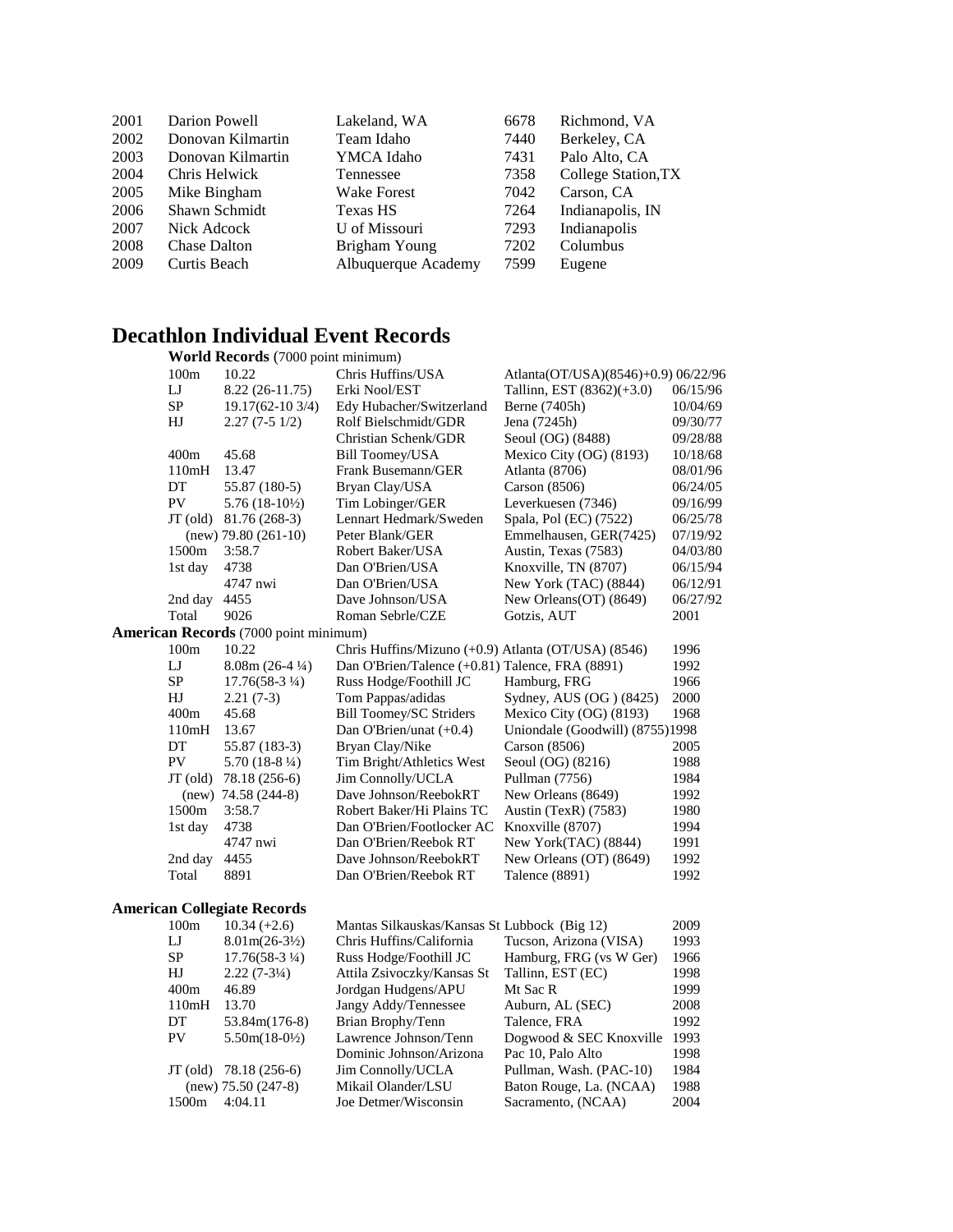| | | | | |
|---|---|---|---|---|
| 2001 | Darion Powell | Lakeland, WA | 6678 | Richmond, VA |
| 2002 | Donovan Kilmartin | Team Idaho | 7440 | Berkeley, CA |
| 2003 | Donovan Kilmartin | YMCA Idaho | 7431 | Palo Alto, CA |
| 2004 | Chris Helwick | Tennessee | 7358 | College Station,TX |
| 2005 | Mike Bingham | Wake Forest | 7042 | Carson, CA |
| 2006 | Shawn Schmidt | Texas HS | 7264 | Indianapolis, IN |
| 2007 | Nick Adcock | U of Missouri | 7293 | Indianapolis |
| 2008 | Chase Dalton | Brigham Young | 7202 | Columbus |
| 2009 | Curtis Beach | Albuquerque Academy | 7599 | Eugene |

# Decathlon Individual Event Records

**World Records** (7000 point minimum)

| | | | | |
|---|---|---|---|---|
| 100m | 10.22 | Chris Huffins/USA | Atlanta(OT/USA)(8546)+0.9) | 06/22/96 |
| LJ | 8.22 (26-11.75) | Erki Nool/EST | Tallinn, EST (8362)(+3.0) | 06/15/96 |
| SP | 19.17(62-10 3/4) | Edy Hubacher/Switzerland | Berne (7405h) | 10/04/69 |
| HJ | 2.27 (7-5 1/2) | Rolf Bielschmidt/GDR | Jena (7245h) | 09/30/77 |
| | | Christian Schenk/GDR | Seoul (OG) (8488) | 09/28/88 |
| 400m | 45.68 | Bill Toomey/USA | Mexico City (OG) (8193) | 10/18/68 |
| 110mH | 13.47 | Frank Busemann/GER | Atlanta (8706) | 08/01/96 |
| DT | 55.87 (180-5) | Bryan Clay/USA | Carson (8506) | 06/24/05 |
| PV | 5.76 (18-10½) | Tim Lobinger/GER | Leverkuesen (7346) | 09/16/99 |
| JT (old) | 81.76 (268-3) | Lennart Hedmark/Sweden | Spala, Pol (EC) (7522) | 06/25/78 |
| (new) | 79.80 (261-10) | Peter Blank/GER | Emmelhausen, GER(7425) | 07/19/92 |
| 1500m | 3:58.7 | Robert Baker/USA | Austin, Texas (7583) | 04/03/80 |
| 1st day | 4738 | Dan O'Brien/USA | Knoxville, TN (8707) | 06/15/94 |
| | 4747 nwi | Dan O'Brien/USA | New York (TAC) (8844) | 06/12/91 |
| 2nd day | 4455 | Dave Johnson/USA | New Orleans(OT) (8649) | 06/27/92 |
| Total | 9026 | Roman Sebrle/CZE | Gotzis, AUT | 2001 |

**American Records** (7000 point minimum)

| | | | | |
|---|---|---|---|---|
| 100m | 10.22 | Chris Huffins/Mizuno (+0.9) | Atlanta (OT/USA) (8546) | 1996 |
| LJ | 8.08m (26-4 ¼) | Dan O'Brien/Talence (+0.81) | Talence, FRA (8891) | 1992 |
| SP | 17.76(58-3 ¼) | Russ Hodge/Foothill JC | Hamburg, FRG | 1966 |
| HJ | 2.21 (7-3) | Tom Pappas/adidas | Sydney, AUS (OG ) (8425) | 2000 |
| 400m | 45.68 | Bill Toomey/SC Striders | Mexico City (OG) (8193) | 1968 |
| 110mH | 13.67 | Dan O'Brien/unat (+0.4) | Uniondale (Goodwill) (8755) | 1998 |
| DT | 55.87 (183-3) | Bryan Clay/Nike | Carson (8506) | 2005 |
| PV | 5.70 (18-8 ¼) | Tim Bright/Athletics West | Seoul (OG) (8216) | 1988 |
| JT (old) | 78.18 (256-6) | Jim Connolly/UCLA | Pullman (7756) | 1984 |
| (new) | 74.58 (244-8) | Dave Johnson/ReebokRT | New Orleans (8649) | 1992 |
| 1500m | 3:58.7 | Robert Baker/Hi Plains TC | Austin (TexR) (7583) | 1980 |
| 1st day | 4738 | Dan O'Brien/Footlocker AC | Knoxville (8707) | 1994 |
| | 4747 nwi | Dan O'Brien/Reebok RT | New York(TAC) (8844) | 1991 |
| 2nd day | 4455 | Dave Johnson/ReebokRT | New Orleans (OT) (8649) | 1992 |
| Total | 8891 | Dan O'Brien/Reebok RT | Talence (8891) | 1992 |

**American Collegiate Records**

| | | | | |
|---|---|---|---|---|
| 100m | 10.34 (+2.6) | Mantas Silkauskas/Kansas St | Lubbock (Big 12) | 2009 |
| LJ | 8.01m(26-3½) | Chris Huffins/California | Tucson, Arizona (VISA) | 1993 |
| SP | 17.76(58-3 ¼) | Russ Hodge/Foothill JC | Hamburg, FRG (vs W Ger) | 1966 |
| HJ | 2.22 (7-3¼) | Attila Zsivoczky/Kansas St | Tallinn, EST (EC) | 1998 |
| 400m | 46.89 | Jordgan Hudgens/APU | Mt Sac R | 1999 |
| 110mH | 13.70 | Jangy Addy/Tennessee | Auburn, AL (SEC) | 2008 |
| DT | 53.84m(176-8) | Brian Brophy/Tenn | Talence, FRA | 1992 |
| PV | 5.50m(18-0½) | Lawrence Johnson/Tenn | Dogwood & SEC Knoxville | 1993 |
| | | Dominic Johnson/Arizona | Pac 10, Palo Alto | 1998 |
| JT (old) | 78.18 (256-6) | Jim Connolly/UCLA | Pullman, Wash. (PAC-10) | 1984 |
| (new) | 75.50 (247-8) | Mikail Olander/LSU | Baton Rouge, La. (NCAA) | 1988 |
| 1500m | 4:04.11 | Joe Detmer/Wisconsin | Sacramento, (NCAA) | 2004 |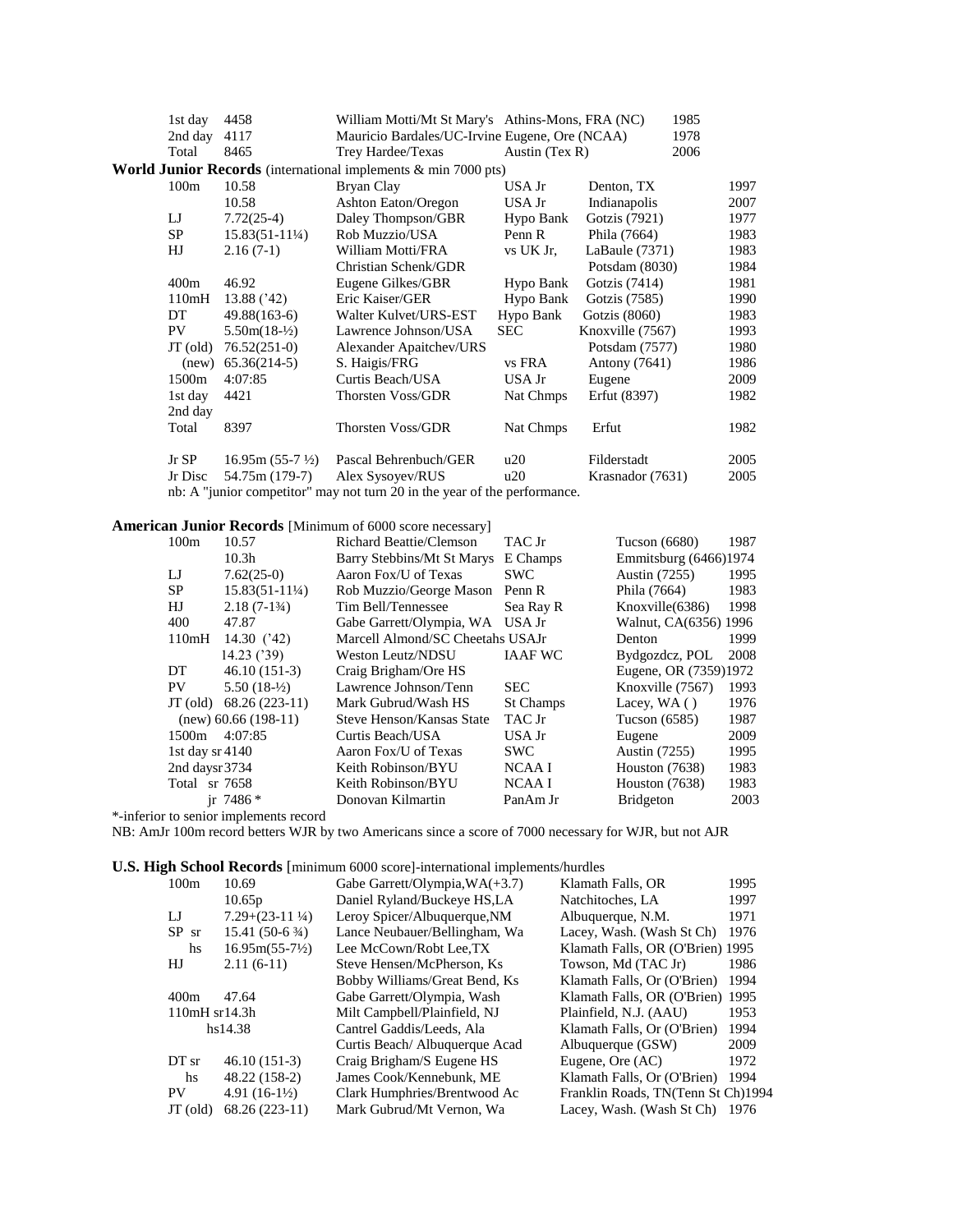| | | | | |
|---|---|---|---|---|
| 1st day | 4458 | William Motti/Mt St Mary's | Athins-Mons, FRA (NC) | 1985 |
| 2nd day | 4117 | Mauricio Bardales/UC-Irvine | Eugene, Ore (NCAA) | 1978 |
| Total | 8465 | Trey Hardee/Texas | Austin (Tex R) | 2006 |

**World Junior Records** (international implements & min 7000 pts)

| | | | | | |
|---|---|---|---|---|---|
| 100m | 10.58 | Bryan Clay | USA Jr | Denton, TX | 1997 |
| | 10.58 | Ashton Eaton/Oregon | USA Jr | Indianapolis | 2007 |
| LJ | 7.72(25-4) | Daley Thompson/GBR | Hypo Bank | Gotzis (7921) | 1977 |
| SP | 15.83(51-11¼) | Rob Muzzio/USA | Penn R | Phila (7664) | 1983 |
| HJ | 2.16 (7-1) | William Motti/FRA | vs UK Jr, | LaBaule (7371) | 1983 |
| | | Christian Schenk/GDR | | Potsdam (8030) | 1984 |
| 400m | 46.92 | Eugene Gilkes/GBR | Hypo Bank | Gotzis (7414) | 1981 |
| 110mH | 13.88 ('42) | Eric Kaiser/GER | Hypo Bank | Gotzis (7585) | 1990 |
| DT | 49.88(163-6) | Walter Kulvet/URS-EST | Hypo Bank | Gotzis (8060) | 1983 |
| PV | 5.50m(18-½) | Lawrence Johnson/USA | SEC | Knoxville (7567) | 1993 |
| JT (old) | 76.52(251-0) | Alexander Apaitchev/URS | | Potsdam (7577) | 1980 |
| (new) | 65.36(214-5) | S. Haigis/FRG | vs FRA | Antony (7641) | 1986 |
| 1500m | 4:07:85 | Curtis Beach/USA | USA Jr | Eugene | 2009 |
| 1st day | 4421 | Thorsten Voss/GDR | Nat Chmps | Erfut (8397) | 1982 |
| 2nd day | | | | | |
| Total | 8397 | Thorsten Voss/GDR | Nat Chmps | Erfut | 1982 |
| Jr SP | 16.95m (55-7 ½) | Pascal Behrenbuch/GER | u20 | Filderstadt | 2005 |
| Jr Disc | 54.75m (179-7) | Alex Sysoyev/RUS | u20 | Krasnador (7631) | 2005 |

nb: A "junior competitor" may not turn 20 in the year of the performance.

**American Junior Records** [Minimum of 6000 score necessary]

| | | | | | |
|---|---|---|---|---|---|
| 100m | 10.57 | Richard Beattie/Clemson | TAC Jr | Tucson (6680) | 1987 |
| | 10.3h | Barry Stebbins/Mt St Marys | E Champs | Emmitsburg (6466) | 1974 |
| LJ | 7.62(25-0) | Aaron Fox/U of Texas | SWC | Austin (7255) | 1995 |
| SP | 15.83(51-11¼) | Rob Muzzio/George Mason | Penn R | Phila (7664) | 1983 |
| HJ | 2.18 (7-1¾) | Tim Bell/Tennessee | Sea Ray R | Knoxville(6386) | 1998 |
| 400 | 47.87 | Gabe Garrett/Olympia, WA | USA Jr | Walnut, CA(6356) | 1996 |
| 110mH | 14.30 ('42) | Marcell Almond/SC Cheetahs | USAJr | Denton | 1999 |
| | 14.23 ('39) | Weston Leutz/NDSU | IAAF WC | Bydgozdcz, POL | 2008 |
| DT | 46.10 (151-3) | Craig Brigham/Ore HS | | Eugene, OR (7359) | 1972 |
| PV | 5.50 (18-½) | Lawrence Johnson/Tenn | SEC | Knoxville (7567) | 1993 |
| JT (old) | 68.26 (223-11) | Mark Gubrud/Wash HS | St Champs | Lacey, WA ( ) | 1976 |
| (new) | 60.66 (198-11) | Steve Henson/Kansas State | TAC Jr | Tucson (6585) | 1987 |
| 1500m | 4:07:85 | Curtis Beach/USA | USA Jr | Eugene | 2009 |
| 1st day sr | 4140 | Aaron Fox/U of Texas | SWC | Austin (7255) | 1995 |
| 2nd day sr | 3734 | Keith Robinson/BYU | NCAA I | Houston (7638) | 1983 |
| Total sr | 7658 | Keith Robinson/BYU | NCAA I | Houston (7638) | 1983 |
| jr | 7486 * | Donovan Kilmartin | PanAm Jr | Bridgeton | 2003 |

*-inferior to senior implements record

NB: AmJr 100m record betters WJR by two Americans since a score of 7000 necessary for WJR, but not AJR

**U.S. High School Records** [minimum 6000 score]-international implements/hurdles

| | | | | |
|---|---|---|---|---|
| 100m | 10.69 | Gabe Garrett/Olympia,WA(+3.7) | Klamath Falls, OR | 1995 |
| | 10.65p | Daniel Ryland/Buckeye HS,LA | Natchitoches, LA | 1997 |
| LJ | 7.29+(23-11 ¼) | Leroy Spicer/Albuquerque,NM | Albuquerque, N.M. | 1971 |
| SP sr | 15.41 (50-6 ¾) | Lance Neubauer/Bellingham, Wa | Lacey, Wash. (Wash St Ch) | 1976 |
| hs | 16.95m(55-7½) | Lee McCown/Robt Lee,TX | Klamath Falls, OR (O'Brien) | 1995 |
| HJ | 2.11 (6-11) | Steve Hensen/McPherson, Ks | Towson, Md (TAC Jr) | 1986 |
| | | Bobby Williams/Great Bend, Ks | Klamath Falls, Or (O'Brien) | 1994 |
| 400m | 47.64 | Gabe Garrett/Olympia, Wash | Klamath Falls, OR (O'Brien) | 1995 |
| 110mH sr | 14.3h | Milt Campbell/Plainfield, NJ | Plainfield, N.J. (AAU) | 1953 |
| hs | 14.38 | Cantrel Gaddis/Leeds, Ala | Klamath Falls, Or (O'Brien) | 1994 |
| | | Curtis Beach/ Albuquerque Acad | Albuquerque (GSW) | 2009 |
| DT sr | 46.10 (151-3) | Craig Brigham/S Eugene HS | Eugene, Ore (AC) | 1972 |
| hs | 48.22 (158-2) | James Cook/Kennebunk, ME | Klamath Falls, Or (O'Brien) | 1994 |
| PV | 4.91 (16-1½) | Clark Humphries/Brentwood Ac | Franklin Roads, TN(Tenn St Ch) | 1994 |
| JT (old) | 68.26 (223-11) | Mark Gubrud/Mt Vernon, Wa | Lacey, Wash. (Wash St Ch) | 1976 |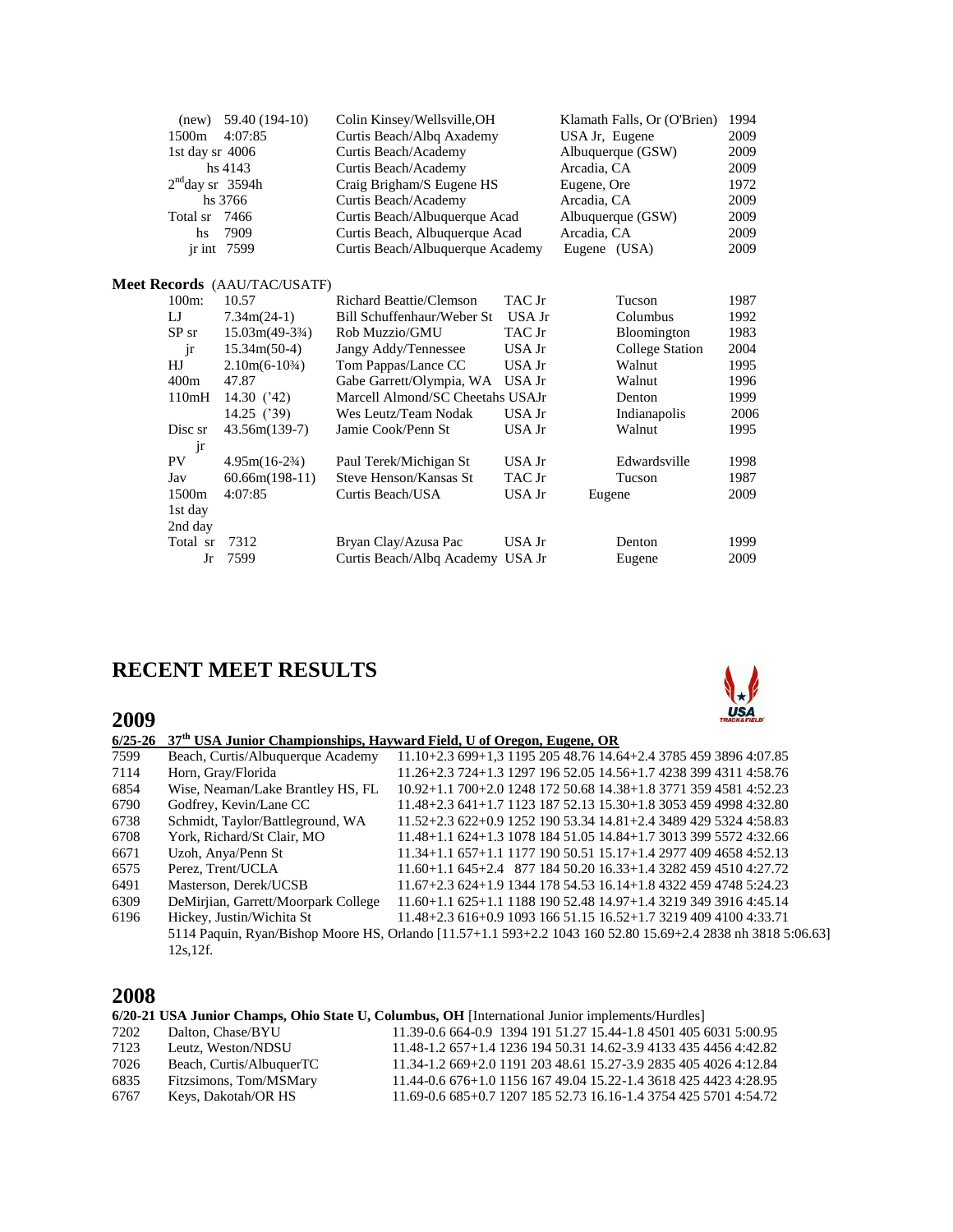| | | | |
|---|---|---|---|
| (new) 59.40 (194-10) | Colin Kinsey/Wellsville,OH | Klamath Falls, Or (O'Brien) | 1994 |
| 1500m 4:07:85 | Curtis Beach/Albq Axademy | USA Jr, Eugene | 2009 |
| 1st day sr 4006 | Curtis Beach/Academy | Albuquerque (GSW) | 2009 |
| hs 4143 | Curtis Beach/Academy | Arcadia, CA | 2009 |
| 2nd day sr 3594h | Craig Brigham/S Eugene HS | Eugene, Ore | 1972 |
| hs 3766 | Curtis Beach/Academy | Arcadia, CA | 2009 |
| Total sr 7466 | Curtis Beach/Albuquerque Acad | Albuquerque (GSW) | 2009 |
| hs 7909 | Curtis Beach, Albuquerque Acad | Arcadia, CA | 2009 |
| jr int 7599 | Curtis Beach/Albuquerque Academy | Eugene (USA) | 2009 |

**Meet Records** (AAU/TAC/USATF)

| Event | Mark | Athlete | Meet | Site | Year |
|---|---|---|---|---|---|
| 100m: | 10.57 | Richard Beattie/Clemson | TAC Jr | Tucson | 1987 |
| LJ | 7.34m(24-1) | Bill Schuffenhaur/Weber St | USA Jr | Columbus | 1992 |
| SP sr | 15.03m(49-3¾) | Rob Muzzio/GMU | TAC Jr | Bloomington | 1983 |
| jr | 15.34m(50-4) | Jangy Addy/Tennessee | USA Jr | College Station | 2004 |
| HJ | 2.10m(6-10¾) | Tom Pappas/Lance CC | USA Jr | Walnut | 1995 |
| 400m | 47.87 | Gabe Garrett/Olympia, WA | USA Jr | Walnut | 1996 |
| 110mH | 14.30 ('42) | Marcell Almond/SC Cheetahs | USAJr | Denton | 1999 |
| | 14.25 ('39) | Wes Leutz/Team Nodak | USA Jr | Indianapolis | 2006 |
| Disc sr | 43.56m(139-7) | Jamie Cook/Penn St | USA Jr | Walnut | 1995 |
| jr | | | | | |
| PV | 4.95m(16-2¾) | Paul Terek/Michigan St | USA Jr | Edwardsville | 1998 |
| Jav | 60.66m(198-11) | Steve Henson/Kansas St | TAC Jr | Tucson | 1987 |
| 1500m | 4:07:85 | Curtis Beach/USA | USA Jr | Eugene | 2009 |
| 1st day | | | | | |
| 2nd day | | | | | |
| Total sr | 7312 | Bryan Clay/Azusa Pac | USA Jr | Denton | 1999 |
| Jr | 7599 | Curtis Beach/Albq Academy | USA Jr | Eugene | 2009 |

## RECENT MEET RESULTS

## 2009

**6/25-26 37th USA Junior Championships, Hayward Field, U of Oregon, Eugene, OR**

| | | |
|---|---|---|
| 7599 | Beach, Curtis/Albuquerque Academy | 11.10+2.3 699+1,3 1195 205 48.76 14.64+2.4 3785 459 3896 4:07.85 |
| 7114 | Horn, Gray/Florida | 11.26+2.3 724+1.3 1297 196 52.05 14.56+1.7 4238 399 4311 4:58.76 |
| 6854 | Wise, Neaman/Lake Brantley HS, FL | 10.92+1.1 700+2.0 1248 172 50.68 14.38+1.8 3771 359 4581 4:52.23 |
| 6790 | Godfrey, Kevin/Lane CC | 11.48+2.3 641+1.7 1123 187 52.13 15.30+1.8 3053 459 4998 4:32.80 |
| 6738 | Schmidt, Taylor/Battleground, WA | 11.52+2.3 622+0.9 1252 190 53.34 14.81+2.4 3489 429 5324 4:58.83 |
| 6708 | York, Richard/St Clair, MO | 11.48+1.1 624+1.3 1078 184 51.05 14.84+1.7 3013 399 5572 4:32.66 |
| 6671 | Uzoh, Anya/Penn St | 11.34+1.1 657+1.1 1177 190 50.51 15.17+1.4 2977 409 4658 4:52.13 |
| 6575 | Perez, Trent/UCLA | 11.60+1.1 645+2.4 877 184 50.20 16.33+1.4 3282 459 4510 4:27.72 |
| 6491 | Masterson, Derek/UCSB | 11.67+2.3 624+1.9 1344 178 54.53 16.14+1.8 4322 459 4748 5:24.23 |
| 6309 | DeMirjian, Garrett/Moorpark College | 11.60+1.1 625+1.1 1188 190 52.48 14.97+1.4 3219 349 3916 4:45.14 |
| 6196 | Hickey, Justin/Wichita St | 11.48+2.3 616+0.9 1093 166 51.15 16.52+1.7 3219 409 4100 4:33.71 |

5114 Paquin, Ryan/Bishop Moore HS, Orlando [11.57+1.1 593+2.2 1043 160 52.80 15.69+2.4 2838 nh 3818 5:06.63]
12s,12f.

## 2008

**6/20-21 USA Junior Champs, Ohio State U, Columbus, OH** [International Junior implements/Hurdles]

| | | |
|---|---|---|
| 7202 | Dalton, Chase/BYU | 11.39-0.6 664-0.9 1394 191 51.27 15.44-1.8 4501 405 6031 5:00.95 |
| 7123 | Leutz, Weston/NDSU | 11.48-1.2 657+1.4 1236 194 50.31 14.62-3.9 4133 435 4456 4:42.82 |
| 7026 | Beach, Curtis/AlbuquerTC | 11.34-1.2 669+2.0 1191 203 48.61 15.27-3.9 2835 405 4026 4:12.84 |
| 6835 | Fitzsimons, Tom/MSMary | 11.44-0.6 676+1.0 1156 167 49.04 15.22-1.4 3618 425 4423 4:28.95 |
| 6767 | Keys, Dakotah/OR HS | 11.69-0.6 685+0.7 1207 185 52.73 16.16-1.4 3754 425 5701 4:54.72 |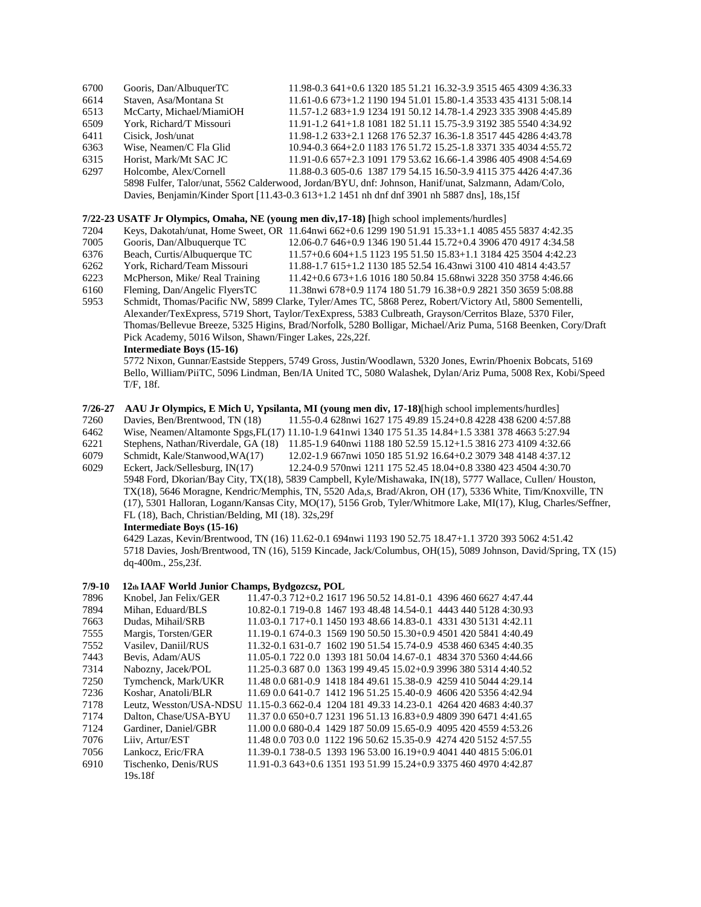6700 Gooris, Dan/AlbuquerTC 11.98-0.3 641+0.6 1320 185 51.21 16.32-3.9 3515 465 4309 4:36.33
6614 Staven, Asa/Montana St 11.61-0.6 673+1.2 1190 194 51.01 15.80-1.4 3533 435 4131 5:08.14
6513 McCarty, Michael/MiamiOH 11.57-1.2 683+1.9 1234 191 50.12 14.78-1.4 2923 335 3908 4:45.89
6509 York, Richard/T Missouri 11.91-1.2 641+1.8 1081 182 51.11 15.75-3.9 3192 385 5540 4:34.92
6411 Cisick, Josh/unat 11.98-1.2 633+2.1 1268 176 52.37 16.36-1.8 3517 445 4286 4:43.78
6363 Wise, Neamen/C Fla Glid 10.94-0.3 664+2.0 1183 176 51.72 15.25-1.8 3371 335 4034 4:55.72
6315 Horist, Mark/Mt SAC JC 11.91-0.6 657+2.3 1091 179 53.62 16.66-1.4 3986 405 4908 4:54.69
6297 Holcombe, Alex/Cornell 11.88-0.3 605-0.6 1387 179 54.15 16.50-3.9 4115 375 4426 4:47.36
5898 Fulfer, Talor/unat, 5562 Calderwood, Jordan/BYU, dnf: Johnson, Hanif/unat, Salzmann, Adam/Colo, Davies, Benjamin/Kinder Sport [11.43-0.3 613+1.2 1451 nh dnf dnf 3901 nh 5887 dns], 18s,15f

**7/22-23 USATF Jr Olympics, Omaha, NE (young men div,17-18) [**high school implements/hurdles]

7204 Keys, Dakotah/unat, Home Sweet, OR 11.64nwi 662+0.6 1299 190 51.91 15.33+1.1 4085 455 5837 4:42.35
7005 Gooris, Dan/Albuquerque TC 12.06-0.7 646+0.9 1346 190 51.44 15.72+0.4 3906 470 4917 4:34.58
6376 Beach, Curtis/Albuquerque TC 11.57+0.6 604+1.5 1123 195 51.50 15.83+1.1 3184 425 3504 4:42.23
6262 York, Richard/Team Missouri 11.88-1.7 615+1.2 1130 185 52.54 16.43nwi 3100 410 4814 4:43.57
6223 McPherson, Mike/ Real Training 11.42+0.6 673+1.6 1016 180 50.84 15.68nwi 3228 350 3758 4:46.66
6160 Fleming, Dan/Angelic FlyersTC 11.38nwi 678+0.9 1174 180 51.79 16.38+0.9 2821 350 3659 5:08.88
5953 Schmidt, Thomas/Pacific NW, 5899 Clarke, Tyler/Ames TC, 5868 Perez, Robert/Victory Atl, 5800 Sementelli, Alexander/TexExpress, 5719 Short, Taylor/TexExpress, 5383 Culbreath, Grayson/Cerritos Blaze, 5370 Filer, Thomas/Bellevue Breeze, 5325 Higins, Brad/Norfolk, 5280 Bolligar, Michael/Ariz Puma, 5168 Beenken, Cory/Draft Pick Academy, 5016 Wilson, Shawn/Finger Lakes, 22s,22f.

**Intermediate Boys (15-16)**

5772 Nixon, Gunnar/Eastside Steppers, 5749 Gross, Justin/Woodlawn, 5320 Jones, Ewrin/Phoenix Bobcats, 5169 Bello, William/PiiTC, 5096 Lindman, Ben/IA United TC, 5080 Walashek, Dylan/Ariz Puma, 5008 Rex, Kobi/Speed T/F, 18f.

**7/26-27 AAU Jr Olympics, E Mich U, Ypsilanta, MI (young men div, 17-18)**[high school implements/hurdles]

7260 Davies, Ben/Brentwood, TN (18) 11.55-0.4 628nwi 1627 175 49.89 15.24+0.8 4228 438 6200 4:57.88
6462 Wise, Neamen/Altamonte Spgs,FL(17) 11.10-1.9 641nwi 1340 175 51.35 14.84+1.5 3381 378 4663 5:27.94
6221 Stephens, Nathan/Riverdale, GA (18) 11.85-1.9 640nwi 1188 180 52.59 15.12+1.5 3816 273 4109 4:32.66
6079 Schmidt, Kale/Stanwood,WA(17) 12.02-1.9 667nwi 1050 185 51.92 16.64+0.2 3079 348 4148 4:37.12
6029 Eckert, Jack/Sellesburg, IN(17) 12.24-0.9 570nwi 1211 175 52.45 18.04+0.8 3380 423 4504 4:30.70
5948 Ford, Dkorian/Bay City, TX(18), 5839 Campbell, Kyle/Mishawaka, IN(18), 5777 Wallace, Cullen/ Houston, TX(18), 5646 Moragne, Kendric/Memphis, TN, 5520 Ada,s, Brad/Akron, OH (17), 5336 White, Tim/Knoxville, TN (17), 5301 Halloran, Logann/Kansas City, MO(17), 5156 Grob, Tyler/Whitmore Lake, MI(17), Klug, Charles/Seffner, FL (18), Bach, Christian/Belding, MI (18). 32s,29f

**Intermediate Boys (15-16)**

6429 Lazas, Kevin/Brentwood, TN (16) 11.62-0.1 694nwi 1193 190 52.75 18.47+1.1 3720 393 5062 4:51.42
5718 Davies, Josh/Brentwood, TN (16), 5159 Kincade, Jack/Columbus, OH(15), 5089 Johnson, David/Spring, TX (15) dq-400m., 25s,23f.

**7/9-10 12th IAAF World Junior Champs, Bydgozcsz, POL**

7896 Knobel, Jan Felix/GER 11.47-0.3 712+0.2 1617 196 50.52 14.81-0.1 4396 460 6627 4:47.44
7894 Mihan, Eduard/BLS 10.82-0.1 719-0.8 1467 193 48.48 14.54-0.1 4443 440 5128 4:30.93
7663 Dudas, Mihail/SRB 11.03-0.1 717+0.1 1450 193 48.66 14.83-0.1 4331 430 5131 4:42.11
7555 Margis, Torsten/GER 11.19-0.1 674-0.3 1569 190 50.50 15.30+0.9 4501 420 5841 4:40.49
7552 Vasilev, Daniil/RUS 11.32-0.1 631-0.7 1602 190 51.54 15.74-0.9 4538 460 6345 4:40.35
7443 Bevis, Adam/AUS 11.05-0.1 722 0.0 1393 181 50.04 14.67-0.1 4834 370 5360 4:44.66
7314 Nabozny, Jacek/POL 11.25-0.3 687 0.0 1363 199 49.45 15.02+0.9 3996 380 5314 4:40.52
7250 Tymchenck, Mark/UKR 11.48 0.0 681-0.9 1418 184 49.61 15.38-0.9 4259 410 5044 4:29.14
7236 Koshar, Anatoli/BLR 11.69 0.0 641-0.7 1412 196 51.25 15.40-0.9 4606 420 5356 4:42.94
7178 Leutz, Wesston/USA-NDSU 11.15-0.3 662-0.4 1204 181 49.33 14.23-0.1 4264 420 4683 4:40.37
7174 Dalton, Chase/USA-BYU 11.37 0.0 650+0.7 1231 196 51.13 16.83+0.9 4809 390 6471 4:41.65
7124 Gardiner, Daniel/GBR 11.00 0.0 680-0.4 1429 187 50.09 15.65-0.9 4095 420 4559 4:53.26
7076 Liiv, Artur/EST 11.48 0.0 703 0.0 1122 196 50.62 15.35-0.9 4274 420 5152 4:57.55
7056 Lankocz, Eric/FRA 11.39-0.1 738-0.5 1393 196 53.00 16.19+0.9 4041 440 4815 5:06.01
6910 Tischenko, Denis/RUS 11.91-0.3 643+0.6 1351 193 51.99 15.24+0.9 3375 460 4970 4:42.87
19s.18f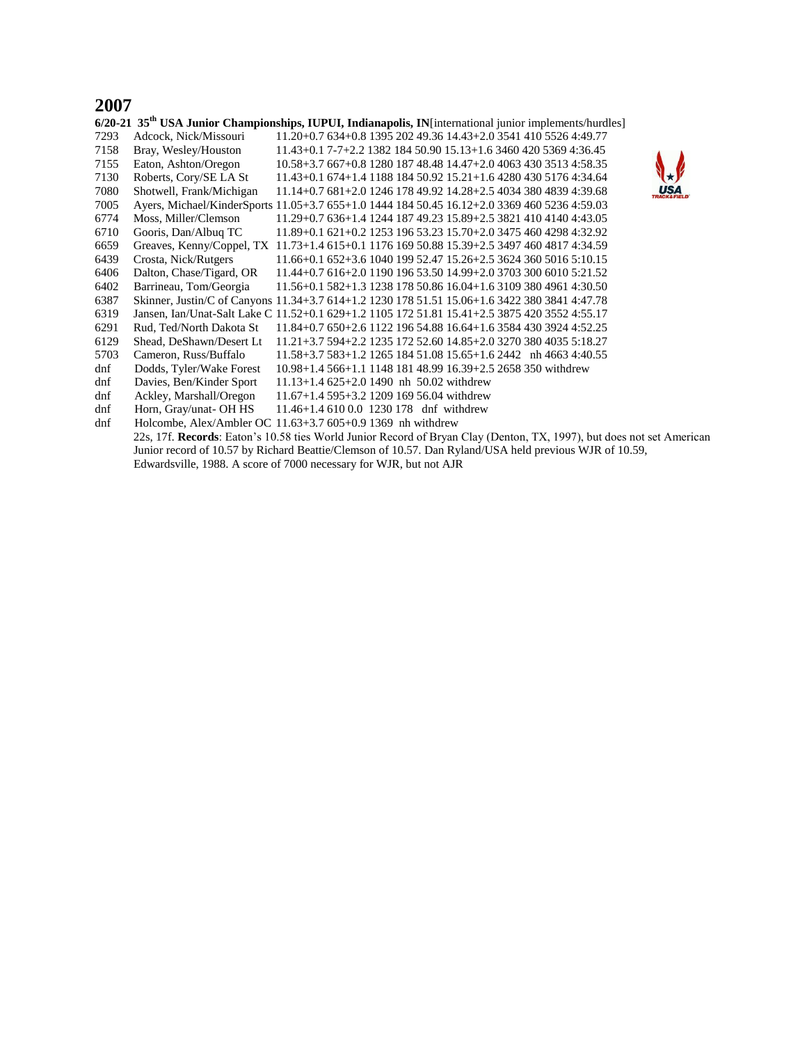# 2007

**6/20-21 35th USA Junior Championships, IUPUI, Indianapolis, IN**[international junior implements/hurdles]

| | | |
|---|---|---|
| 7293 | Adcock, Nick/Missouri | 11.20+0.7 634+0.8 1395 202 49.36 14.43+2.0 3541 410 5526 4:49.77 |
| 7158 | Bray, Wesley/Houston | 11.43+0.1 7-7+2.2 1382 184 50.90 15.13+1.6 3460 420 5369 4:36.45 |
| 7155 | Eaton, Ashton/Oregon | 10.58+3.7 667+0.8 1280 187 48.48 14.47+2.0 4063 430 3513 4:58.35 |
| 7130 | Roberts, Cory/SE LA St | 11.43+0.1 674+1.4 1188 184 50.92 15.21+1.6 4280 430 5176 4:34.64 |
| 7080 | Shotwell, Frank/Michigan | 11.14+0.7 681+2.0 1246 178 49.92 14.28+2.5 4034 380 4839 4:39.68 |
| 7005 | Ayers, Michael/KinderSports | 11.05+3.7 655+1.0 1444 184 50.45 16.12+2.0 3369 460 5236 4:59.03 |
| 6774 | Moss, Miller/Clemson | 11.29+0.7 636+1.4 1244 187 49.23 15.89+2.5 3821 410 4140 4:43.05 |
| 6710 | Gooris, Dan/Albuq TC | 11.89+0.1 621+0.2 1253 196 53.23 15.70+2.0 3475 460 4298 4:32.92 |
| 6659 | Greaves, Kenny/Coppel, TX | 11.73+1.4 615+0.1 1176 169 50.88 15.39+2.5 3497 460 4817 4:34.59 |
| 6439 | Crosta, Nick/Rutgers | 11.66+0.1 652+3.6 1040 199 52.47 15.26+2.5 3624 360 5016 5:10.15 |
| 6406 | Dalton, Chase/Tigard, OR | 11.44+0.7 616+2.0 1190 196 53.50 14.99+2.0 3703 300 6010 5:21.52 |
| 6402 | Barrineau, Tom/Georgia | 11.56+0.1 582+1.3 1238 178 50.86 16.04+1.6 3109 380 4961 4:30.50 |
| 6387 | Skinner, Justin/C of Canyons | 11.34+3.7 614+1.2 1230 178 51.51 15.06+1.6 3422 380 3841 4:47.78 |
| 6319 | Jansen, Ian/Unat-Salt Lake C | 11.52+0.1 629+1.2 1105 172 51.81 15.41+2.5 3875 420 3552 4:55.17 |
| 6291 | Rud, Ted/North Dakota St | 11.84+0.7 650+2.6 1122 196 54.88 16.64+1.6 3584 430 3924 4:52.25 |
| 6129 | Shead, DeShawn/Desert Lt | 11.21+3.7 594+2.2 1235 172 52.60 14.85+2.0 3270 380 4035 5:18.27 |
| 5703 | Cameron, Russ/Buffalo | 11.58+3.7 583+1.2 1265 184 51.08 15.65+1.6 2442 nh 4663 4:40.55 |
| dnf | Dodds, Tyler/Wake Forest | 10.98+1.4 566+1.1 1148 181 48.99 16.39+2.5 2658 350 withdrew |
| dnf | Davies, Ben/Kinder Sport | 11.13+1.4 625+2.0 1490 nh 50.02 withdrew |
| dnf | Ackley, Marshall/Oregon | 11.67+1.4 595+3.2 1209 169 56.04 withdrew |
| dnf | Horn, Gray/unat- OH HS | 11.46+1.4 610 0.0 1230 178 dnf withdrew |
| dnf | Holcombe, Alex/Ambler OC | 11.63+3.7 605+0.9 1369 nh withdrew |

22s, 17f. **Records**: Eaton's 10.58 ties World Junior Record of Bryan Clay (Denton, TX, 1997), but does not set American Junior record of 10.57 by Richard Beattie/Clemson of 10.57. Dan Ryland/USA held previous WJR of 10.59, Edwardsville, 1988. A score of 7000 necessary for WJR, but not AJR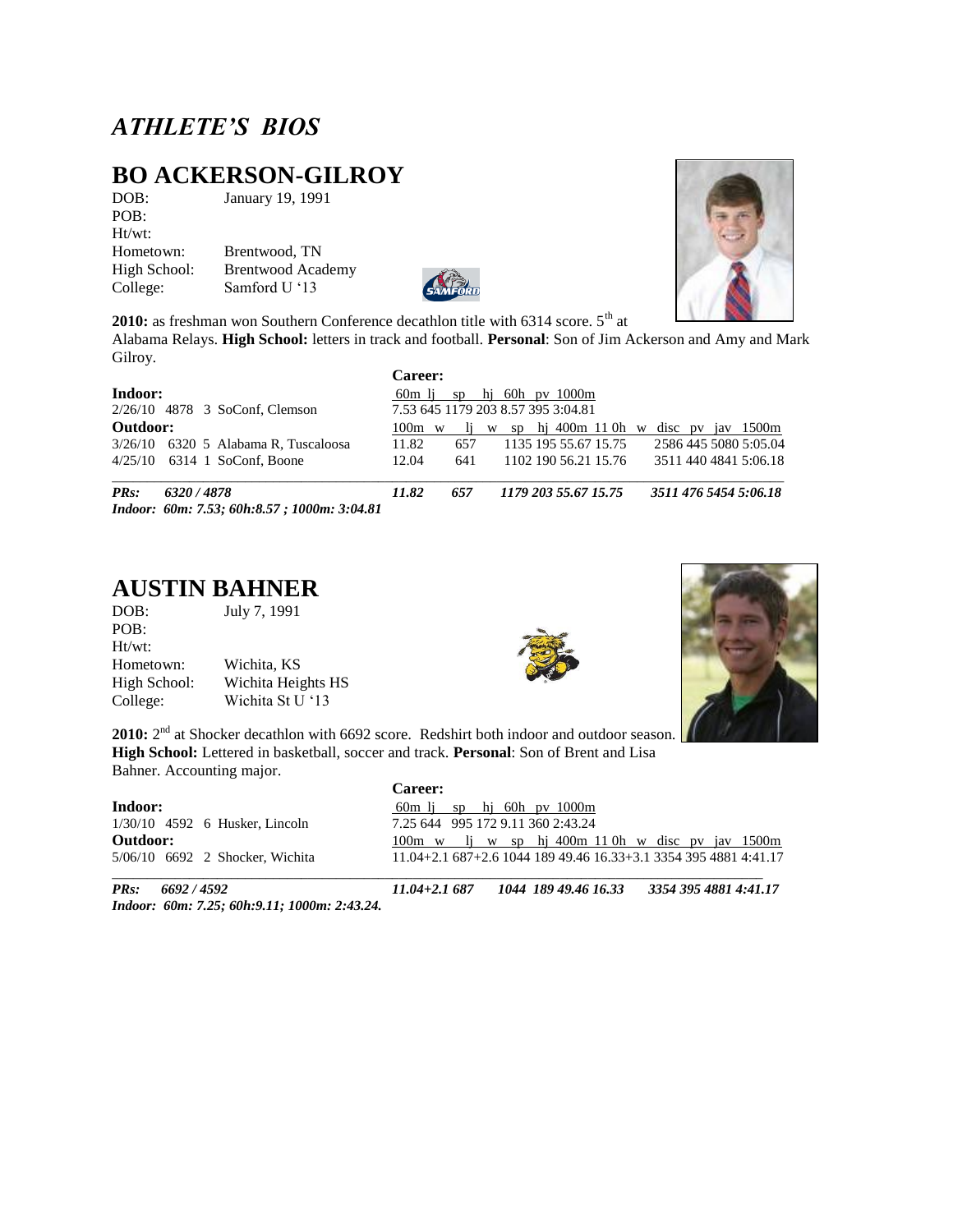# ATHLETE'S BIOS

## BO ACKERSON-GILROY

DOB: January 19, 1991
POB:
Ht/wt:
Hometown: Brentwood, TN
High School: Brentwood Academy
College: Samford U '13

**2010:** as freshman won Southern Conference decathlon title with 6314 score. 5th at Alabama Relays. **High School:** letters in track and football. **Personal**: Son of Jim Ackerson and Amy and Mark Gilroy.

**Career:**

**Indoor:**

| | 60m | lj | sp | hj | 60h | pv | 1000m |
|---|---|---|---|---|---|---|---|
| 2/26/10 4878 3 SoConf, Clemson | 7.53 | 645 | 1179 | 203 | 8.57 | 395 | 3:04.81 |

**Outdoor:**

| | 100m | w | lj | w | sp | hj | 400m | 11 0h | w | disc | pv | jav | 1500m |
|---|---|---|---|---|---|---|---|---|---|---|---|---|---|
| 3/26/10 6320 5 Alabama R, Tuscaloosa | 11.82 | | 657 | | 1135 | 195 | 55.67 | 15.75 | | 2586 | 445 | 5080 | 5:05.04 |
| 4/25/10 6314 1 SoConf, Boone | 12.04 | | 641 | | 1102 | 190 | 56.21 | 15.76 | | 3511 | 440 | 4841 | 5:06.18 |
| ***PRs: 6320 / 4878*** | ***11.82*** | | ***657*** | | ***1179*** | ***203*** | ***55.67*** | ***15.75*** | | ***3511*** | ***476*** | ***5454*** | ***5:06.18*** |

***Indoor: 60m: 7.53; 60h:8.57 ; 1000m: 3:04.81***

## AUSTIN BAHNER

DOB: July 7, 1991
POB:
Ht/wt:
Hometown: Wichita, KS
High School: Wichita Heights HS
College: Wichita St U '13

**2010:** 2nd at Shocker decathlon with 6692 score. Redshirt both indoor and outdoor season. **High School:** Lettered in basketball, soccer and track. **Personal**: Son of Brent and Lisa Bahner. Accounting major.

**Career:**

**Indoor:**

| | 60m | lj | sp | hj | 60h | pv | 1000m |
|---|---|---|---|---|---|---|---|
| 1/30/10 4592 6 Husker, Lincoln | 7.25 | 644 | 995 | 172 | 9.11 | 360 | 2:43.24 |

**Outdoor:**

| | 100m | w | lj | w | sp | hj | 400m | 11 0h | w | disc | pv | jav | 1500m |
|---|---|---|---|---|---|---|---|---|---|---|---|---|---|
| 5/06/10 6692 2 Shocker, Wichita | 11.04 | +2.1 | 687 | +2.6 | 1044 | 189 | 49.46 | 16.33 | +3.1 | 3354 | 395 | 4881 | 4:41.17 |
| ***PRs: 6692 / 4592*** | ***11.04*** | ***+2.1*** | ***687*** | | ***1044*** | ***189*** | ***49.46*** | ***16.33*** | | ***3354*** | ***395*** | ***4881*** | ***4:41.17*** |

***Indoor: 60m: 7.25; 60h:9.11; 1000m: 2:43.24.***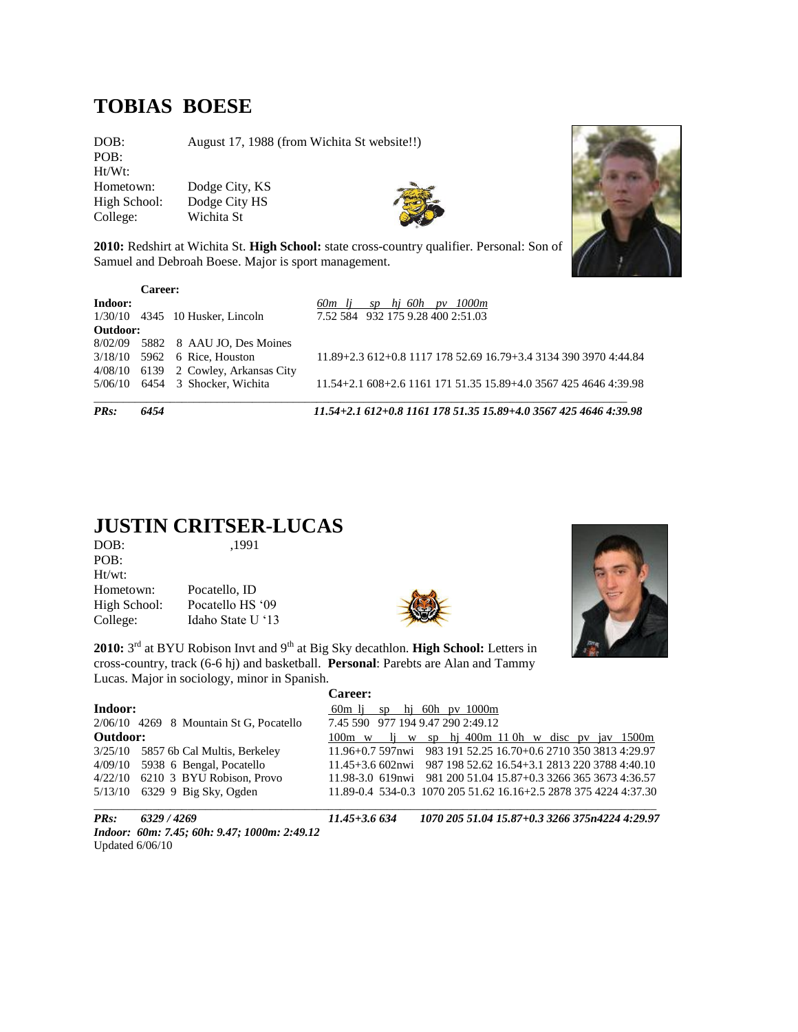# TOBIAS BOESE

DOB: August 17, 1988 (from Wichita St website!!)
POB:
Ht/Wt:
Hometown: Dodge City, KS
High School: Dodge City HS
College: Wichita St

**2010:** Redshirt at Wichita St. **High School:** state cross-country qualifier. Personal: Son of Samuel and Debroah Boese. Major is sport management.

**Career:**

| | | | |
|---|---|---|---|
| **Indoor:** | | | *60m lj sp hj 60h pv 1000m* |
| 1/30/10 | 4345 | 10 Husker, Lincoln | 7.52 584 932 175 9.28 400 2:51.03 |
| **Outdoor:** | | | |
| 8/02/09 | 5882 | 8 AAU JO, Des Moines | |
| 3/18/10 | 5962 | 6 Rice, Houston | 11.89+2.3 612+0.8 1117 178 52.69 16.79+3.4 3134 390 3970 4:44.84 |
| 4/08/10 | 6139 | 2 Cowley, Arkansas City | |
| 5/06/10 | 6454 | 3 Shocker, Wichita | 11.54+2.1 608+2.6 1161 171 51.35 15.89+4.0 3567 425 4646 4:39.98 |
| ***PRs:*** | ***6454*** | | ***11.54+2.1 612+0.8 1161 178 51.35 15.89+4.0 3567 425 4646 4:39.98*** |

# JUSTIN CRITSER-LUCAS

DOB: ,1991
POB:
Ht/wt:
Hometown: Pocatello, ID
High School: Pocatello HS '09
College: Idaho State U '13

**2010:** 3rd at BYU Robison Invt and 9th at Big Sky decathlon. **High School:** Letters in cross-country, track (6-6 hj) and basketball. **Personal**: Parebts are Alan and Tammy Lucas. Major in sociology, minor in Spanish.

**Career:**

| | | | |
|---|---|---|---|
| **Indoor:** | | | 60m lj sp hj 60h pv 1000m |
| 2/06/10 | 4269 | 8 Mountain St G, Pocatello | 7.45 590 977 194 9.47 290 2:49.12 |
| **Outdoor:** | | | 100m w lj w sp hj 400m 11 0h w disc pv jav 1500m |
| 3/25/10 | 5857 | 6b Cal Multis, Berkeley | 11.96+0.7 597nwi 983 191 52.25 16.70+0.6 2710 350 3813 4:29.97 |
| 4/09/10 | 5938 | 6 Bengal, Pocatello | 11.45+3.6 602nwi 987 198 52.62 16.54+3.1 2813 220 3788 4:40.10 |
| 4/22/10 | 6210 | 3 BYU Robison, Provo | 11.98-3.0 619nwi 981 200 51.04 15.87+0.3 3266 365 3673 4:36.57 |
| 5/13/10 | 6329 | 9 Big Sky, Ogden | 11.89-0.4 534-0.3 1070 205 51.62 16.16+2.5 2878 375 4224 4:37.30 |
| ***PRs:*** | ***6329 / 4269*** | | ***11.45+3.6 634 1070 205 51.04 15.87+0.3 3266 375n4224 4:29.97*** |

***Indoor: 60m: 7.45; 60h: 9.47; 1000m: 2:49.12***

Updated 6/06/10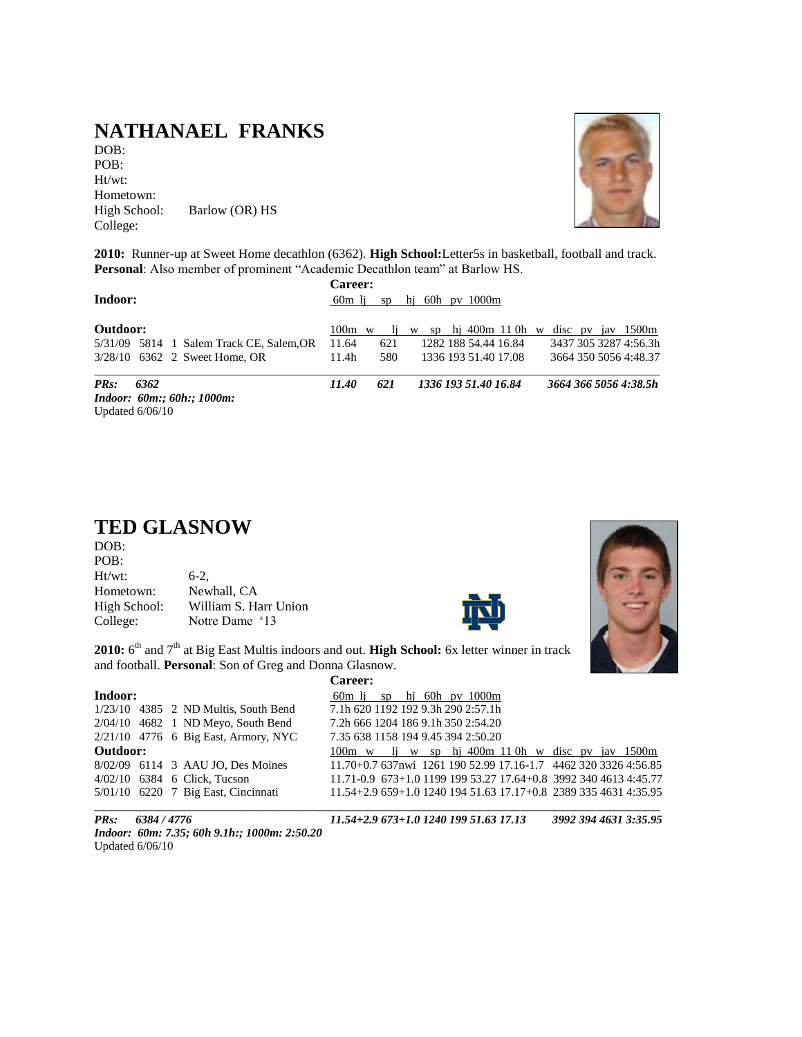# NATHANAEL FRANKS

DOB:
POB:
Ht/wt:
Hometown:
High School: Barlow (OR) HS
College:

**2010:** Runner-up at Sweet Home decathlon (6362). **High School:**Letter5s in basketball, football and track. **Personal**: Also member of prominent "Academic Decathlon team" at Barlow HS.

**Career:**

| **Indoor:** | 60m lj sp hj 60h pv 1000m |
|---|---|
| **Outdoor:** | 100m w lj w sp hj 400m 11 0h w disc pv jav 1500m |
| 5/31/09 5814 1 Salem Track CE, Salem,OR | 11.64 621 1282 188 54.44 16.84 3437 305 3287 4:56.3h |
| 3/28/10 6362 2 Sweet Home, OR | 11.4h 580 1336 193 51.40 17.08 3664 350 5056 4:48.37 |
| ***PRs: 6362*** | ***11.40 621 1336 193 51.40 16.84 3664 366 5056 4:38.5h*** |

***Indoor: 60m:; 60h:; 1000m:***

Updated 6/06/10

# TED GLASNOW

DOB:
POB:
Ht/wt: 6-2,
Hometown: Newhall, CA
High School: William S. Harr Union
College: Notre Dame '13

**2010:** 6th and 7th at Big East Multis indoors and out. **High School:** 6x letter winner in track and football. **Personal**: Son of Greg and Donna Glasnow.

**Career:**

| **Indoor:** | 60m lj sp hj 60h pv 1000m |
|---|---|
| 1/23/10 4385 2 ND Multis, South Bend | 7.1h 620 1192 192 9.3h 290 2:57.1h |
| 2/04/10 4682 1 ND Meyo, South Bend | 7.2h 666 1204 186 9.1h 350 2:54.20 |
| 2/21/10 4776 6 Big East, Armory, NYC | 7.35 638 1158 194 9.45 394 2:50.20 |
| **Outdoor:** | 100m w lj w sp hj 400m 11 0h w disc pv jav 1500m |
| 8/02/09 6114 3 AAU JO, Des Moines | 11.70+0.7 637nwi 1261 190 52.99 17.16-1.7 4462 320 3326 4:56.85 |
| 4/02/10 6384 6 Click, Tucson | 11.71-0.9 673+1.0 1199 199 53.27 17.64+0.8 3992 340 4613 4:45.77 |
| 5/01/10 6220 7 Big East, Cincinnati | 11.54+2.9 659+1.0 1240 194 51.63 17.17+0.8 2389 335 4631 4:35.95 |
| ***PRs: 6384 / 4776*** | ***11.54+2.9 673+1.0 1240 199 51.63 17.13 3992 394 4631 3:35.95*** |

***Indoor: 60m: 7.35; 60h 9.1h:; 1000m: 2:50.20***

Updated 6/06/10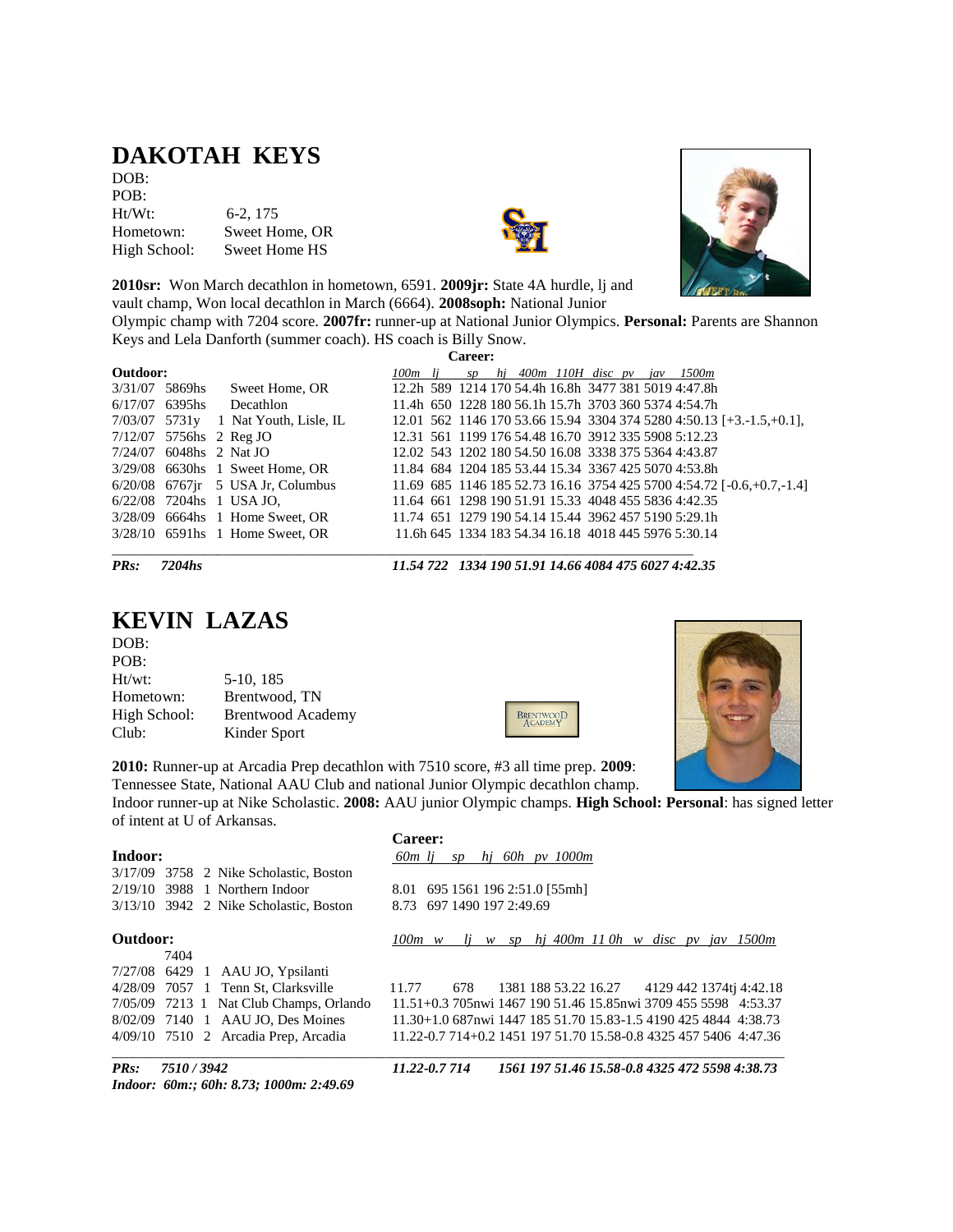# DAKOTAH KEYS

DOB:
POB:
Ht/Wt: 6-2, 175
Hometown: Sweet Home, OR
High School: Sweet Home HS

**2010sr:** Won March decathlon in hometown, 6591. **2009jr:** State 4A hurdle, lj and vault champ, Won local decathlon in March (6664). **2008soph:** National Junior Olympic champ with 7204 score. **2007fr:** runner-up at National Junior Olympics. **Personal:** Parents are Shannon Keys and Lela Danforth (summer coach). HS coach is Billy Snow.

**Career:**

| **Outdoor:** | | | | *100m* | *lj* | *sp* | *hj* | *400m* | *110H* | *disc* | *pv* | *jav* | *1500m* | |
|---|---|---|---|---|---|---|---|---|---|---|---|---|---|---|
| 3/31/07 | 5869hs | | Sweet Home, OR | 12.2h | 589 | 1214 | 170 | 54.4h | 16.8h | 3477 | 381 | 5019 | 4:47.8h | |
| 6/17/07 | 6395hs | | Decathlon | 11.4h | 650 | 1228 | 180 | 56.1h | 15.7h | 3703 | 360 | 5374 | 4:54.7h | |
| 7/03/07 | 5731y | 1 | Nat Youth, Lisle, IL | 12.01 | 562 | 1146 | 170 | 53.66 | 15.94 | 3304 | 374 | 5280 | 4:50.13 | [+3.-1.5,+0.1], |
| 7/12/07 | 5756hs | 2 | Reg JO | 12.31 | 561 | 1199 | 176 | 54.48 | 16.70 | 3912 | 335 | 5908 | 5:12.23 | |
| 7/24/07 | 6048hs | 2 | Nat JO | 12.02 | 543 | 1202 | 180 | 54.50 | 16.08 | 3338 | 375 | 5364 | 4:43.87 | |
| 3/29/08 | 6630hs | 1 | Sweet Home, OR | 11.84 | 684 | 1204 | 185 | 53.44 | 15.34 | 3367 | 425 | 5070 | 4:53.8h | |
| 6/20/08 | 6767jr | 5 | USA Jr, Columbus | 11.69 | 685 | 1146 | 185 | 52.73 | 16.16 | 3754 | 425 | 5700 | 4:54.72 | [-0.6,+0.7,-1.4] |
| 6/22/08 | 7204hs | 1 | USA JO, | 11.64 | 661 | 1298 | 190 | 51.91 | 15.33 | 4048 | 455 | 5836 | 4:42.35 | |
| 3/28/09 | 6664hs | 1 | Home Sweet, OR | 11.74 | 651 | 1279 | 190 | 54.14 | 15.44 | 3962 | 457 | 5190 | 5:29.1h | |
| 3/28/10 | 6591hs | 1 | Home Sweet, OR | 11.6h | 645 | 1334 | 183 | 54.34 | 16.18 | 4018 | 445 | 5976 | 5:30.14 | |
| ***PRs:*** | ***7204hs*** | | | ***11.54*** | ***722*** | ***1334*** | ***190*** | ***51.91*** | ***14.66*** | ***4084*** | ***475*** | ***6027*** | ***4:42.35*** | |

# KEVIN LAZAS

DOB:
POB:
Ht/wt: 5-10, 185
Hometown: Brentwood, TN
High School: Brentwood Academy
Club: Kinder Sport

**2010:** Runner-up at Arcadia Prep decathlon with 7510 score, #3 all time prep. **2009**: Tennessee State, National AAU Club and national Junior Olympic decathlon champ. Indoor runner-up at Nike Scholastic. **2008:** AAU junior Olympic champs. **High School: Personal**: has signed letter of intent at U of Arkansas.

**Career:**

| **Indoor:** | | | | *60m* | *lj* | *sp* | *hj* | *60h* | *pv* | *1000m* |
|---|---|---|---|---|---|---|---|---|---|---|
| 3/17/09 | 3758 | 2 | Nike Scholastic, Boston | | | | | | | |
| 2/19/10 | 3988 | 1 | Northern Indoor | | | | | | | |
| 3/13/10 | 3942 | 2 | Nike Scholastic, Boston | | | | | | | |

8.01 695 1561 196 2:51.0 [55mh]
8.73 697 1490 197 2:49.69

| **Outdoor:** | | | | *100m w* | *lj w* | *sp* | *hj* | *400m* | *110h w* | *disc* | *pv* | *jav* | *1500m* |
|---|---|---|---|---|---|---|---|---|---|---|---|---|---|
| | 7404 | | | | | | | | | | | | |
| 7/27/08 | 6429 | 1 | AAU JO, Ypsilanti | | | | | | | | | | |
| 4/28/09 | 7057 | 1 | Tenn St, Clarksville | 11.77 | 678 | 1381 | 188 | 53.22 | 16.27 | | 4129 | 442 1374tj | 4:42.18 |
| 7/05/09 | 7213 | 1 | Nat Club Champs, Orlando | 11.51+0.3 | 705nwi | 1467 | 190 | 51.46 | 15.85nwi | 3709 | 455 | 5598 | 4:53.37 |
| 8/02/09 | 7140 | 1 | AAU JO, Des Moines | 11.30+1.0 | 687nwi | 1447 | 185 | 51.70 | 15.83-1.5 | 4190 | 425 | 4844 | 4:38.73 |
| 4/09/10 | 7510 | 2 | Arcadia Prep, Arcadia | 11.22-0.7 | 714+0.2 | 1451 | 197 | 51.70 | 15.58-0.8 | 4325 | 457 | 5406 | 4:47.36 |
| ***PRs:*** | ***7510 / 3942*** | | | ***11.22-0.7*** | ***714*** | ***1561*** | ***197*** | ***51.46*** | ***15.58-0.8*** | ***4325*** | ***472*** | ***5598*** | ***4:38.73*** |

***Indoor: 60m:; 60h: 8.73; 1000m: 2:49.69***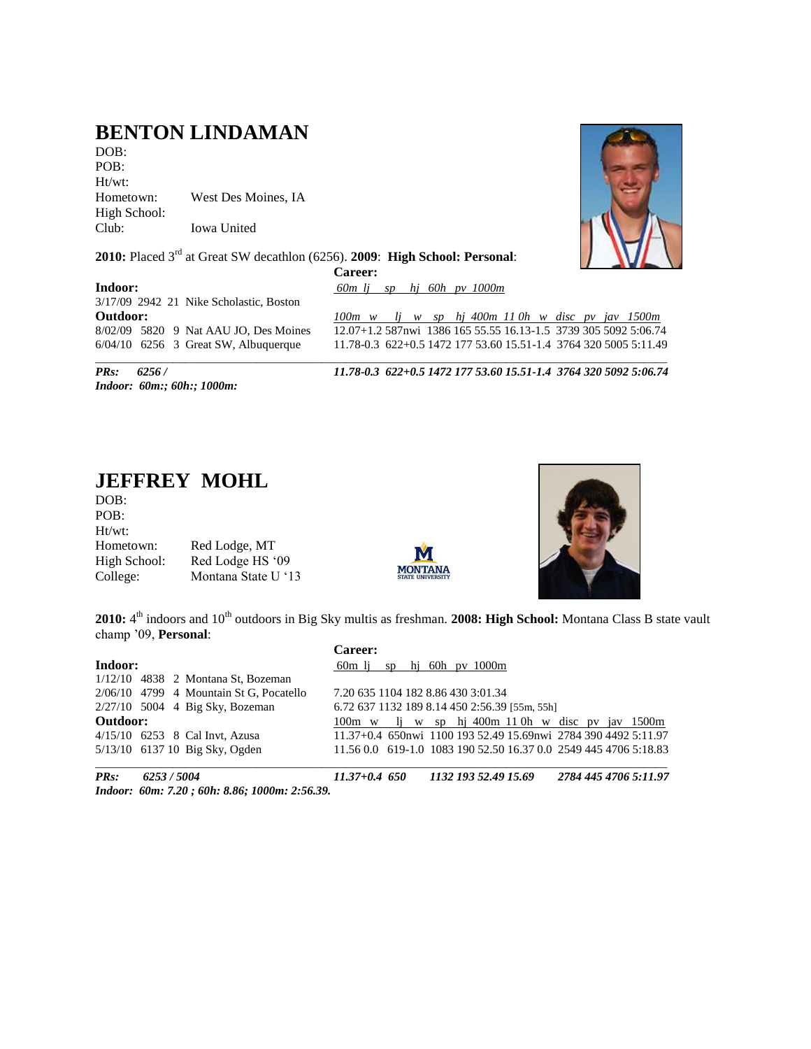## BENTON LINDAMAN

DOB:
POB:
Ht/wt:
Hometown: West Des Moines, IA
High School:
Club: Iowa United

**2010:** Placed 3rd at Great SW decathlon (6256). **2009**: **High School: Personal**:

**Career:**

**Indoor:**

*60m lj sp hj 60h pv 1000m*

3/17/09 2942 21 Nike Scholastic, Boston

**Outdoor:**

*100m w lj w sp hj 400m 110h w disc pv jav 1500m*

8/02/09 5820 9 Nat AAU JO, Des Moines — 12.07+1.2 587nwi 1386 165 55.55 16.13-1.5 3739 305 5092 5:06.74

6/04/10 6256 3 Great SW, Albuquerque — 11.78-0.3 622+0.5 1472 177 53.60 15.51-1.4 3764 320 5005 5:11.49

***PRs: 6256 /*** — ***11.78-0.3 622+0.5 1472 177 53.60 15.51-1.4 3764 320 5092 5:06.74***

***Indoor: 60m:; 60h:; 1000m:***

## JEFFREY MOHL

DOB:
POB:
Ht/wt:
Hometown: Red Lodge, MT
High School: Red Lodge HS '09
College: Montana State U '13

**2010:** 4th indoors and 10th outdoors in Big Sky multis as freshman. **2008: High School:** Montana Class B state vault champ '09, **Personal**:

**Career:**

**Indoor:**

60m lj sp hj 60h pv 1000m

1/12/10 4838 2 Montana St, Bozeman — 7.20 635 1104 182 8.86 430 3:01.34

2/06/10 4799 4 Mountain St G, Pocatello — 6.72 637 1132 189 8.14 450 2:56.39 [55m, 55h]

2/27/10 5004 4 Big Sky, Bozeman

**Outdoor:**

100m w lj w sp hj 400m 110h w disc pv jav 1500m

4/15/10 6253 8 Cal Invt, Azusa — 11.37+0.4 650nwi 1100 193 52.49 15.69nwi 2784 390 4492 5:11.97

5/13/10 6137 10 Big Sky, Ogden — 11.56 0.0 619-1.0 1083 190 52.50 16.37 0.0 2549 445 4706 5:18.83

***PRs: 6253 / 5004*** — ***11.37+0.4 650 1132 193 52.49 15.69 2784 445 4706 5:11.97***

***Indoor: 60m: 7.20 ; 60h: 8.86; 1000m: 2:56.39.***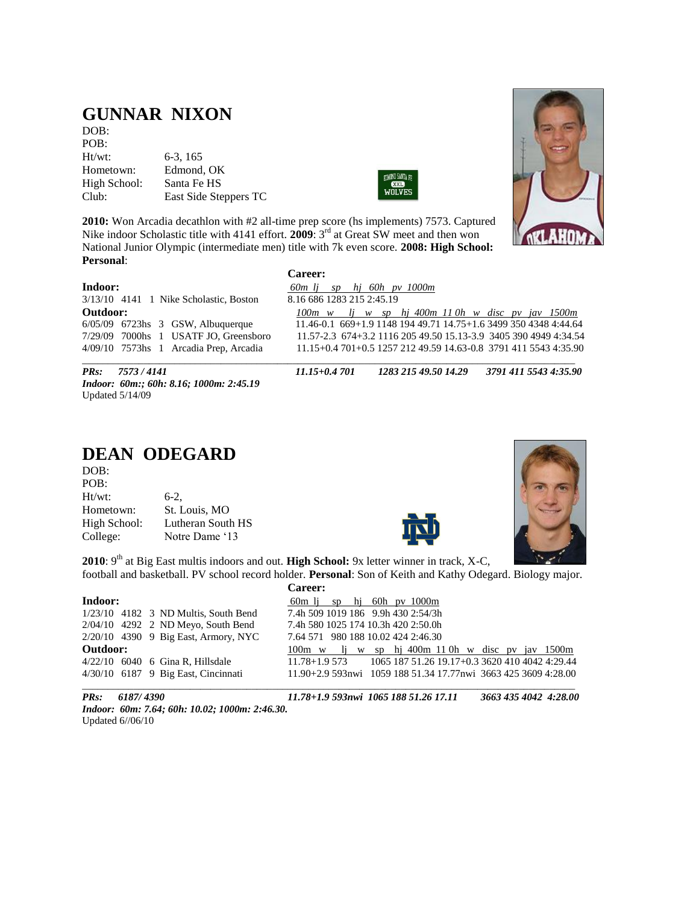# GUNNAR NIXON

DOB:
POB:
Ht/wt: 6-3, 165
Hometown: Edmond, OK
High School: Santa Fe HS
Club: East Side Steppers TC

**2010:** Won Arcadia decathlon with #2 all-time prep score (hs implements) 7573. Captured Nike indoor Scholastic title with 4141 effort. **2009**: 3rd at Great SW meet and then won National Junior Olympic (intermediate men) title with 7k even score. **2008: High School: Personal**:

**Career:**

**Indoor:**

| | | | | *60m lj sp hj 60h pv 1000m* |
|---|---|---|---|---|
| 3/13/10 | 4141 | 1 | Nike Scholastic, Boston | 8.16 686 1283 215 2:45.19 |

**Outdoor:**

| | | | | *100m w lj w sp hj 400m 11 0h w disc pv jav 1500m* |
|---|---|---|---|---|
| 6/05/09 | 6723hs | 3 | GSW, Albuquerque | 11.46-0.1 669+1.9 1148 194 49.71 14.75+1.6 3499 350 4348 4:44.64 |
| 7/29/09 | 7000hs | 1 | USATF JO, Greensboro | 11.57-2.3 674+3.2 1116 205 49.50 15.13-3.9 3405 390 4949 4:34.54 |
| 4/09/10 | 7573hs | 1 | Arcadia Prep, Arcadia | 11.15+0.4 701+0.5 1257 212 49.59 14.63-0.8 3791 411 5543 4:35.90 |

***PRs: 7573 / 4141 11.15+0.4 701 1283 215 49.50 14.29 3791 411 5543 4:35.90***

***Indoor: 60m:; 60h: 8.16; 1000m: 2:45.19***

Updated 5/14/09

# DEAN ODEGARD

DOB:
POB:
Ht/wt: 6-2,
Hometown: St. Louis, MO
High School: Lutheran South HS
College: Notre Dame '13

**2010**: 9th at Big East multis indoors and out. **High School:** 9x letter winner in track, X-C, football and basketball. PV school record holder. **Personal**: Son of Keith and Kathy Odegard. Biology major.

**Career:**

**Indoor:**

| | | | | 60m lj sp hj 60h pv 1000m |
|---|---|---|---|---|
| 1/23/10 | 4182 | 3 | ND Multis, South Bend | 7.4h 509 1019 186 9.9h 430 2:54/3h |
| 2/04/10 | 4292 | 2 | ND Meyo, South Bend | 7.4h 580 1025 174 10.3h 420 2:50.0h |
| 2/20/10 | 4390 | 9 | Big East, Armory, NYC | 7.64 571 980 188 10.02 424 2:46.30 |

**Outdoor:**

| | | | | 100m w lj w sp hj 400m 11 0h w disc pv jav 1500m |
|---|---|---|---|---|
| 4/22/10 | 6040 | 6 | Gina R, Hillsdale | 11.78+1.9 573 1065 187 51.26 19.17+0.3 3620 410 4042 4:29.44 |
| 4/30/10 | 6187 | 9 | Big East, Cincinnati | 11.90+2.9 593nwi 1059 188 51.34 17.77nwi 3663 425 3609 4:28.00 |

***PRs: 6187/ 4390 11.78+1.9 593nwi 1065 188 51.26 17.11 3663 435 4042 4:28.00***

***Indoor: 60m: 7.64; 60h: 10.02; 1000m: 2:46.30.***

Updated 6//06/10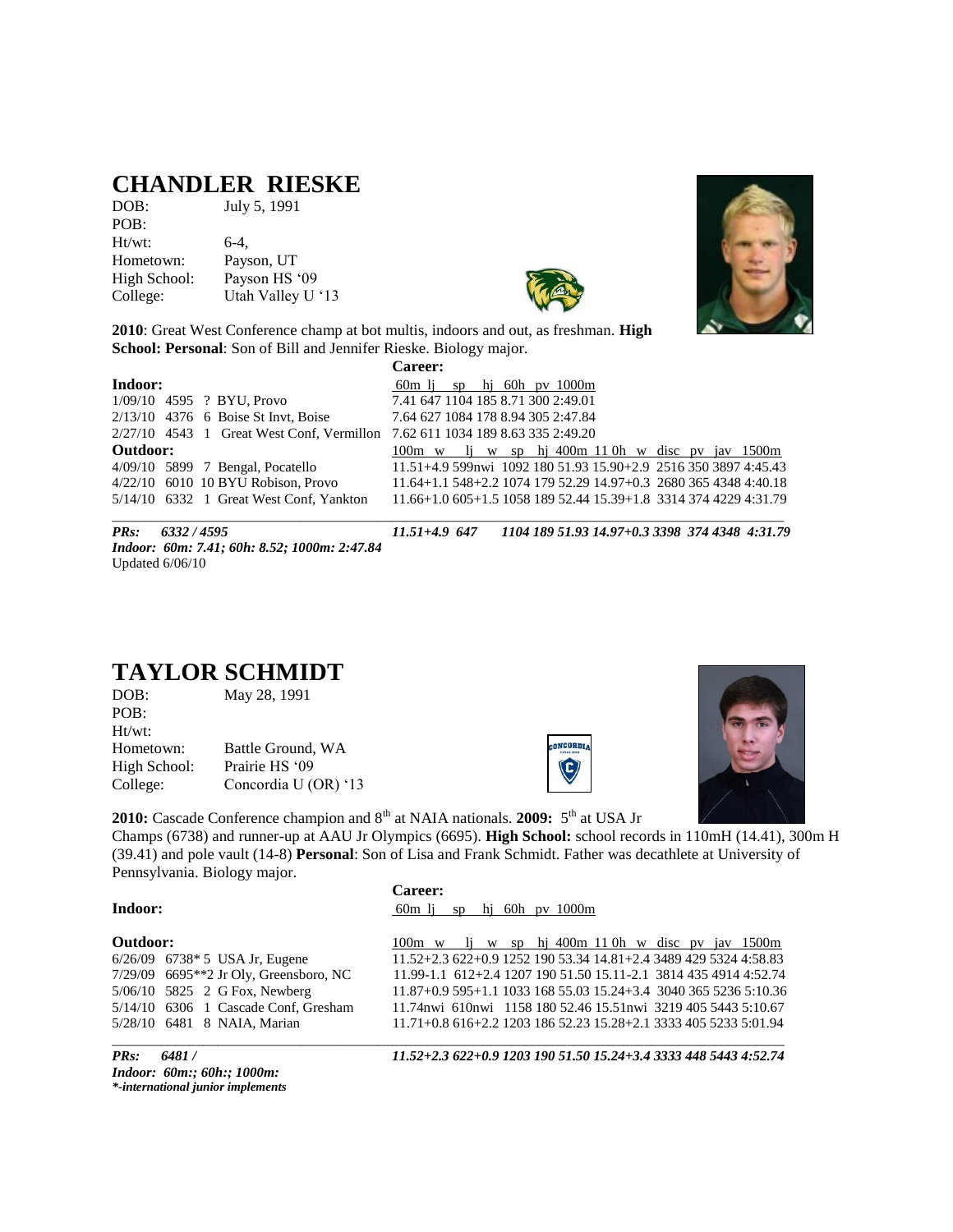## CHANDLER RIESKE

DOB: July 5, 1991
POB:
Ht/wt: 6-4,
Hometown: Payson, UT
High School: Payson HS '09
College: Utah Valley U '13

**2010**: Great West Conference champ at bot multis, indoors and out, as freshman. **High School: Personal**: Son of Bill and Jennifer Rieske. Biology major.

**Career:**

| **Indoor:** | 60m lj sp hj 60h pv 1000m |
|---|---|
| 1/09/10 4595 ? BYU, Provo | 7.41 647 1104 185 8.71 300 2:49.01 |
| 2/13/10 4376 6 Boise St Invt, Boise | 7.64 627 1084 178 8.94 305 2:47.84 |
| 2/27/10 4543 1 Great West Conf, Vermillon | 7.62 611 1034 189 8.63 335 2:49.20 |
| **Outdoor:** | 100m w lj w sp hj 400m 11 0h w disc pv jav 1500m |
| 4/09/10 5899 7 Bengal, Pocatello | 11.51+4.9 599nwi 1092 180 51.93 15.90+2.9 2516 350 3897 4:45.43 |
| 4/22/10 6010 10 BYU Robison, Provo | 11.64+1.1 548+2.2 1074 179 52.29 14.97+0.3 2680 365 4348 4:40.18 |
| 5/14/10 6332 1 Great West Conf, Yankton | 11.66+1.0 605+1.5 1058 189 52.44 15.39+1.8 3314 374 4229 4:31.79 |
| ***PRs: 6332 / 4595*** | ***11.51+4.9 647 1104 189 51.93 14.97+0.3 3398 374 4348 4:31.79*** |

***Indoor: 60m: 7.41; 60h: 8.52; 1000m: 2:47.84***
Updated 6/06/10

## TAYLOR SCHMIDT

DOB: May 28, 1991
POB:
Ht/wt:
Hometown: Battle Ground, WA
High School: Prairie HS '09
College: Concordia U (OR) '13

**2010:** Cascade Conference champion and 8th at NAIA nationals. **2009:** 5th at USA Jr Champs (6738) and runner-up at AAU Jr Olympics (6695). **High School:** school records in 110mH (14.41), 300m H (39.41) and pole vault (14-8) **Personal**: Son of Lisa and Frank Schmidt. Father was decathlete at University of Pennsylvania. Biology major.

**Career:**

| **Indoor:** | 60m lj sp hj 60h pv 1000m |
|---|---|
| **Outdoor:** | 100m w lj w sp hj 400m 11 0h w disc pv jav 1500m |
| 6/26/09 6738* 5 USA Jr, Eugene | 11.52+2.3 622+0.9 1252 190 53.34 14.81+2.4 3489 429 5324 4:58.83 |
| 7/29/09 6695**2 Jr Oly, Greensboro, NC | 11.99-1.1 612+2.4 1207 190 51.50 15.11-2.1 3814 435 4914 4:52.74 |
| 5/06/10 5825 2 G Fox, Newberg | 11.87+0.9 595+1.1 1033 168 55.03 15.24+3.4 3040 365 5236 5:10.36 |
| 5/14/10 6306 1 Cascade Conf, Gresham | 11.74nwi 610nwi 1158 180 52.46 15.51nwi 3219 405 5443 5:10.67 |
| 5/28/10 6481 8 NAIA, Marian | 11.71+0.8 616+2.2 1203 186 52.23 15.28+2.1 3333 405 5233 5:01.94 |
| ***PRs: 6481 /*** | ***11.52+2.3 622+0.9 1203 190 51.50 15.24+3.4 3333 448 5443 4:52.74*** |

***Indoor: 60m:; 60h:; 1000m:***
****-international junior implements***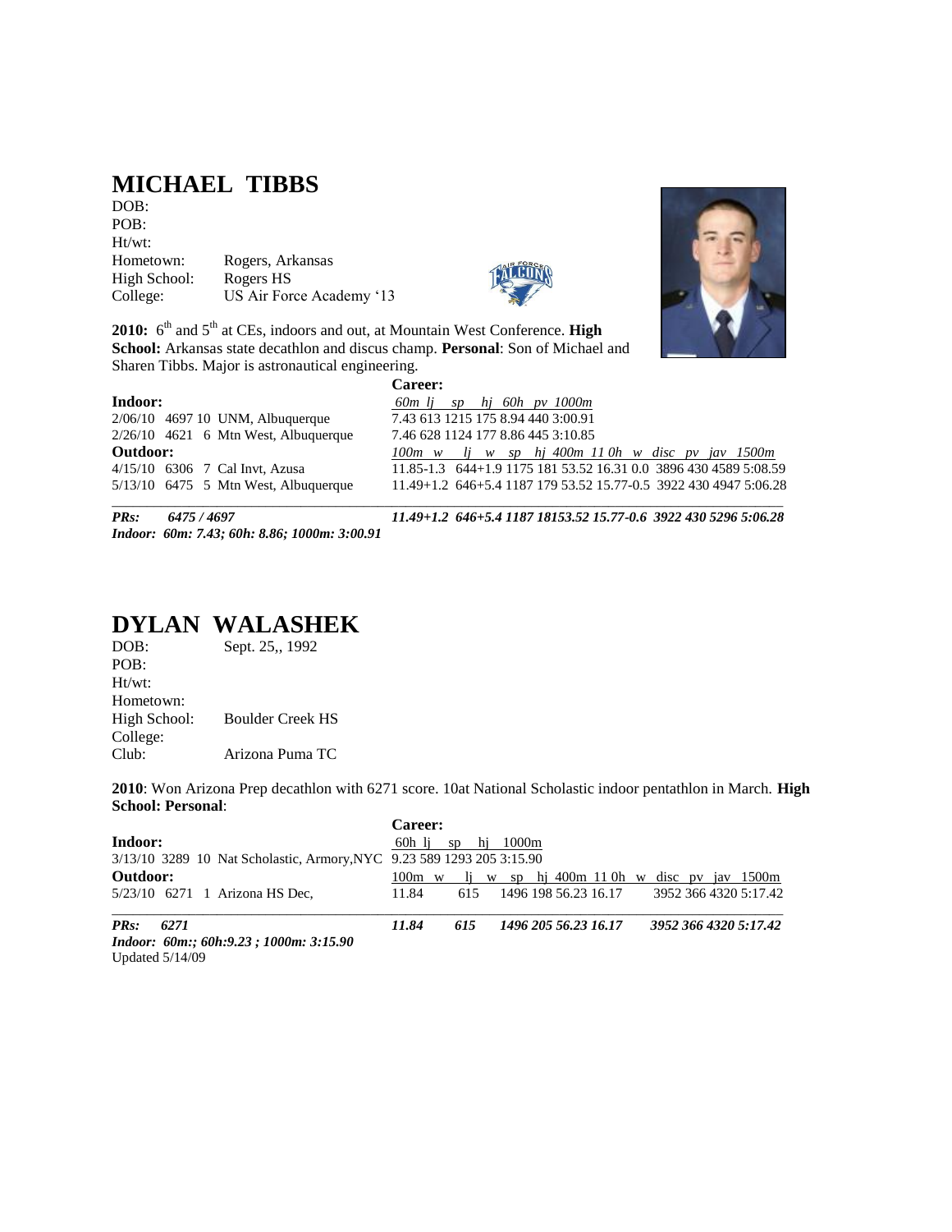# MICHAEL TIBBS

DOB:
POB:
Ht/wt:
Hometown: Rogers, Arkansas
High School: Rogers HS
College: US Air Force Academy '13

**2010:** 6th and 5th at CEs, indoors and out, at Mountain West Conference. **High School:** Arkansas state decathlon and discus champ. **Personal**: Son of Michael and Sharen Tibbs. Major is astronautical engineering.

**Career:**

**Indoor:**

| | *60m lj sp hj 60h pv 1000m* |
|---|---|
| 2/06/10 4697 10 UNM, Albuquerque | 7.43 613 1215 175 8.94 440 3:00.91 |
| 2/26/10 4621 6 Mtn West, Albuquerque | 7.46 628 1124 177 8.86 445 3:10.85 |

**Outdoor:**

| | *100m w lj w sp hj 400m 11 0h w disc pv jav 1500m* |
|---|---|
| 4/15/10 6306 7 Cal Invt, Azusa | 11.85-1.3 644+1.9 1175 181 53.52 16.31 0.0 3896 430 4589 5:08.59 |
| 5/13/10 6475 5 Mtn West, Albuquerque | 11.49+1.2 646+5.4 1187 179 53.52 15.77-0.5 3922 430 4947 5:06.28 |

***PRs: 6475 / 4697*** *11.49+1.2 646+5.4 1187 18153.52 15.77-0.6 3922 430 5296 5:06.28*

***Indoor: 60m: 7.43; 60h: 8.86; 1000m: 3:00.91***

# DYLAN WALASHEK

DOB: Sept. 25,, 1992
POB:
Ht/wt:
Hometown:
High School: Boulder Creek HS
College:
Club: Arizona Puma TC

**2010**: Won Arizona Prep decathlon with 6271 score. 10at National Scholastic indoor pentathlon in March. **High School: Personal**:

**Career:**

**Indoor:**

| | 60h lj sp hj 1000m |
|---|---|
| 3/13/10 3289 10 Nat Scholastic, Armory,NYC | 9.23 589 1293 205 3:15.90 |

**Outdoor:**

| | 100m w lj w sp hj 400m 11 0h w disc pv jav 1500m |
|---|---|
| 5/23/10 6271 1 Arizona HS Dec, | 11.84 615 1496 198 56.23 16.17 3952 366 4320 5:17.42 |

***PRs: 6271*** *11.84 615 1496 205 56.23 16.17 3952 366 4320 5:17.42*

***Indoor: 60m:; 60h:9.23 ; 1000m: 3:15.90***

Updated 5/14/09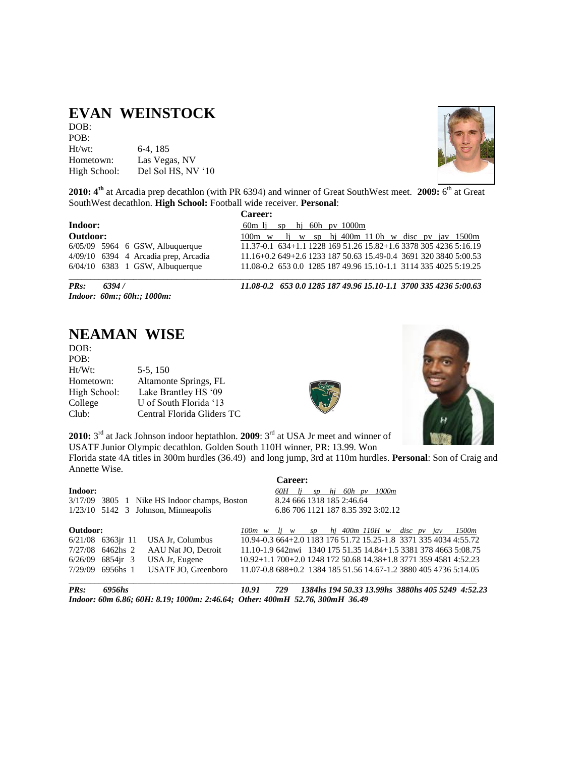## EVAN WEINSTOCK

DOB:
POB:
Ht/wt: 6-4, 185
Hometown: Las Vegas, NV
High School: Del Sol HS, NV '10

**2010: 4th** at Arcadia prep decathlon (with PR 6394) and winner of Great SouthWest meet. **2009:** 6th at Great SouthWest decathlon. **High School:** Football wide receiver. **Personal**:

**Career:**

**Indoor:** 60m lj sp hj 60h pv 1000m

**Outdoor:** 100m w lj w sp hj 400m 110h w disc pv jav 1500m

| | | | | |
|---|---|---|---|---|
| 6/05/09 | 5964 | 6 | GSW, Albuquerque | 11.37-0.1 634+1.1 1228 169 51.26 15.82+1.6 3378 305 4236 5:16.19 |
| 4/09/10 | 6394 | 4 | Arcadia prep, Arcadia | 11.16+0.2 649+2.6 1233 187 50.63 15.49-0.4 3691 320 3840 5:00.53 |
| 6/04/10 | 6383 | 1 | GSW, Albuquerque | 11.08-0.2 653 0.0 1285 187 49.96 15.10-1.1 3114 335 4025 5:19.25 |

***PRs: 6394 /*** ***11.08-0.2 653 0.0 1285 187 49.96 15.10-1.1 3700 335 4236 5:00.63***
***Indoor: 60m:; 60h:; 1000m:***

## NEAMAN WISE

DOB:
POB:
Ht/Wt: 5-5, 150
Hometown: Altamonte Springs, FL
High School: Lake Brantley HS '09
College U of South Florida '13
Club: Central Florida Gliders TC

**2010:** 3rd at Jack Johnson indoor heptathlon. **2009**: 3rd at USA Jr meet and winner of USATF Junior Olympic decathlon. Golden South 110H winner, PR: 13.99. Won Florida state 4A titles in 300m hurdles (36.49) and long jump, 3rd at 110m hurdles. **Personal**: Son of Craig and Annette Wise.

**Career:**

**Indoor:** *60H lj sp hj 60h pv 1000m*

| | | | | |
|---|---|---|---|---|
| 3/17/09 | 3805 | 1 | Nike HS Indoor champs, Boston | 8.24 666 1318 185 2:46.64 |
| 1/23/10 | 5142 | 3 | Johnson, Minneapolis | 6.86 706 1121 187 8.35 392 3:02.12 |

**Outdoor:** *100m w lj w sp hj 400m 110H w disc pv jav 1500m*

| | | | | |
|---|---|---|---|---|
| 6/21/08 | 6363jr | 11 | USA Jr, Columbus | 10.94-0.3 664+2.0 1183 176 51.72 15.25-1.8 3371 335 4034 4:55.72 |
| 7/27/08 | 6462hs | 2 | AAU Nat JO, Detroit | 11.10-1.9 642nwi 1340 175 51.35 14.84+1.5 3381 378 4663 5:08.75 |
| 6/26/09 | 6854jr | 3 | USA Jr, Eugene | 10.92+1.1 700+2.0 1248 172 50.68 14.38+1.8 3771 359 4581 4:52.23 |
| 7/29/09 | 6956hs | 1 | USATF JO, Greenboro | 11.07-0.8 688+0.2 1384 185 51.56 14.67-1.2 3880 405 4736 5:14.05 |

***PRs: 6956hs*** ***10.91 729 1384hs 194 50.33 13.99hs 3880hs 405 5249 4:52.23***
***Indoor: 60m 6.86; 60H: 8.19; 1000m: 2:46.64; Other: 400mH 52.76, 300mH 36.49***